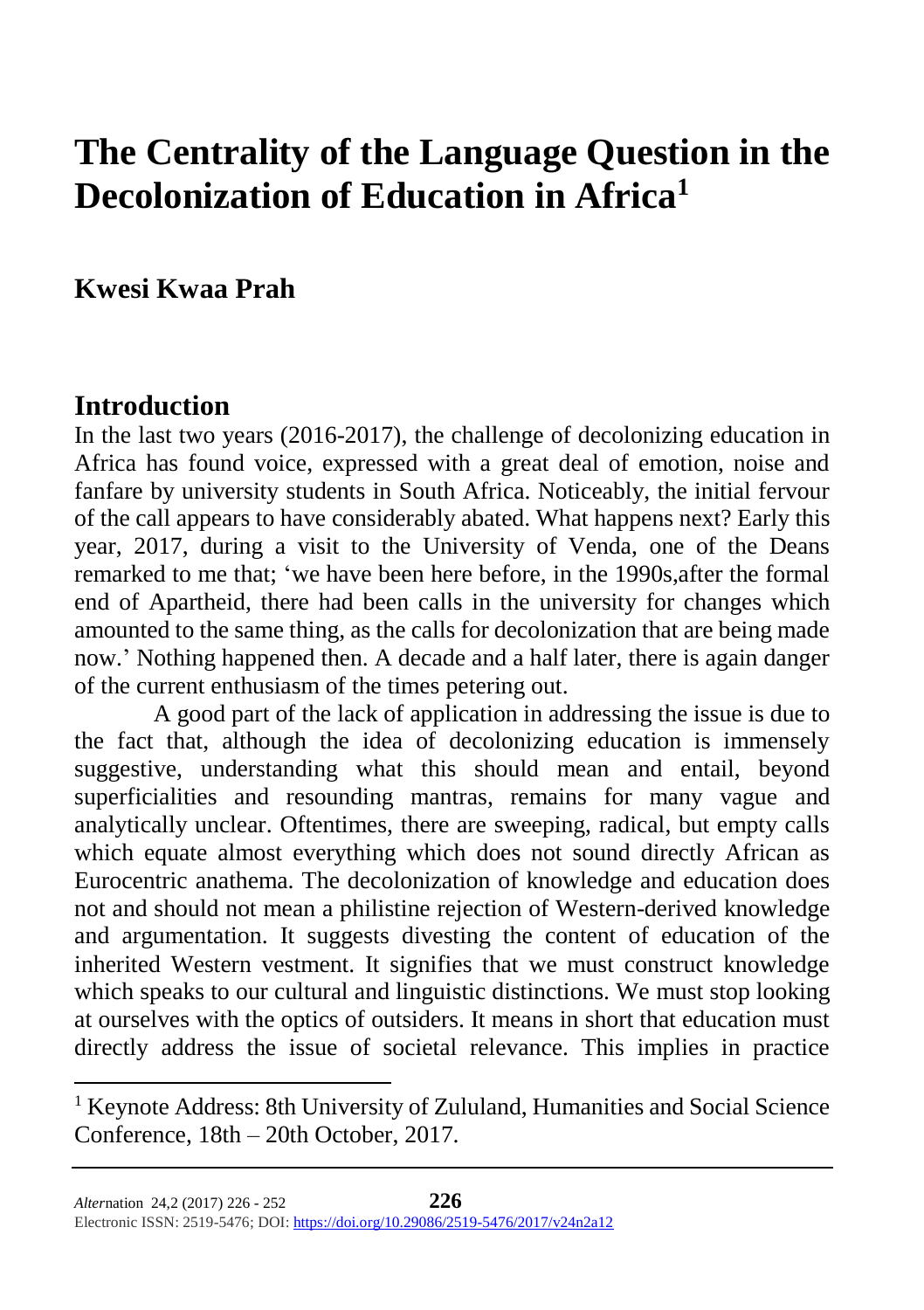# The Centrality of the Language Question in the Decolonization of Education in Africa[1]

**Kwesi Kwaa Prah**

## Introduction

In the last two years (2016-2017), the challenge of decolonizing education in Africa has found voice, expressed with a great deal of emotion, noise and fanfare by university students in South Africa. Noticeably, the initial fervour of the call appears to have considerably abated. What happens next? Early this year, 2017, during a visit to the University of Venda, one of the Deans remarked to me that; 'we have been here before, in the 1990s,after the formal end of Apartheid, there had been calls in the university for changes which amounted to the same thing, as the calls for decolonization that are being made now.' Nothing happened then. A decade and a half later, there is again danger of the current enthusiasm of the times petering out.

A good part of the lack of application in addressing the issue is due to the fact that, although the idea of decolonizing education is immensely suggestive, understanding what this should mean and entail, beyond superficialities and resounding mantras, remains for many vague and analytically unclear. Oftentimes, there are sweeping, radical, but empty calls which equate almost everything which does not sound directly African as Eurocentric anathema. The decolonization of knowledge and education does not and should not mean a philistine rejection of Western-derived knowledge and argumentation. It suggests divesting the content of education of the inherited Western vestment. It signifies that we must construct knowledge which speaks to our cultural and linguistic distinctions. We must stop looking at ourselves with the optics of outsiders. It means in short that education must directly address the issue of societal relevance. This implies in practice

[1] Keynote Address: 8th University of Zululand, Humanities and Social Science Conference, 18th – 20th October, 2017.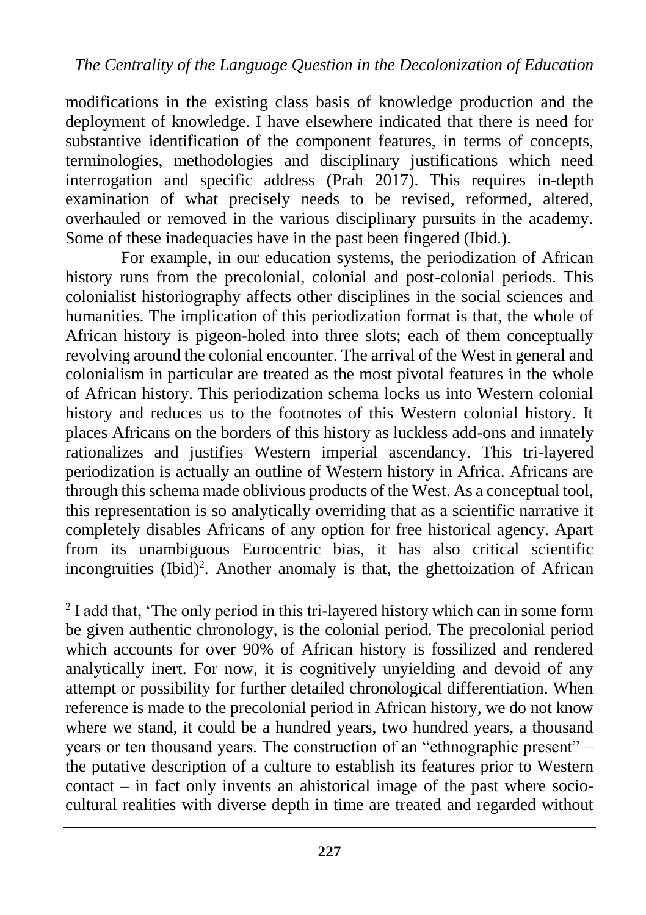modifications in the existing class basis of knowledge production and the deployment of knowledge. I have elsewhere indicated that there is need for substantive identification of the component features, in terms of concepts, terminologies, methodologies and disciplinary justifications which need interrogation and specific address (Prah 2017). This requires in-depth examination of what precisely needs to be revised, reformed, altered, overhauled or removed in the various disciplinary pursuits in the academy. Some of these inadequacies have in the past been fingered (Ibid.).

For example, in our education systems, the periodization of African history runs from the precolonial, colonial and post-colonial periods. This colonialist historiography affects other disciplines in the social sciences and humanities. The implication of this periodization format is that, the whole of African history is pigeon-holed into three slots; each of them conceptually revolving around the colonial encounter. The arrival of the West in general and colonialism in particular are treated as the most pivotal features in the whole of African history. This periodization schema locks us into Western colonial history and reduces us to the footnotes of this Western colonial history. It places Africans on the borders of this history as luckless add-ons and innately rationalizes and justifies Western imperial ascendancy. This tri-layered periodization is actually an outline of Western history in Africa. Africans are through this schema made oblivious products of the West. As a conceptual tool, this representation is so analytically overriding that as a scientific narrative it completely disables Africans of any option for free historical agency. Apart from its unambiguous Eurocentric bias, it has also critical scientific incongruities (Ibid)[2]. Another anomaly is that, the ghettoization of African

[2] I add that, 'The only period in this tri-layered history which can in some form be given authentic chronology, is the colonial period. The precolonial period which accounts for over 90% of African history is fossilized and rendered analytically inert. For now, it is cognitively unyielding and devoid of any attempt or possibility for further detailed chronological differentiation. When reference is made to the precolonial period in African history, we do not know where we stand, it could be a hundred years, two hundred years, a thousand years or ten thousand years. The construction of an "ethnographic present" – the putative description of a culture to establish its features prior to Western contact – in fact only invents an ahistorical image of the past where socio-cultural realities with diverse depth in time are treated and regarded without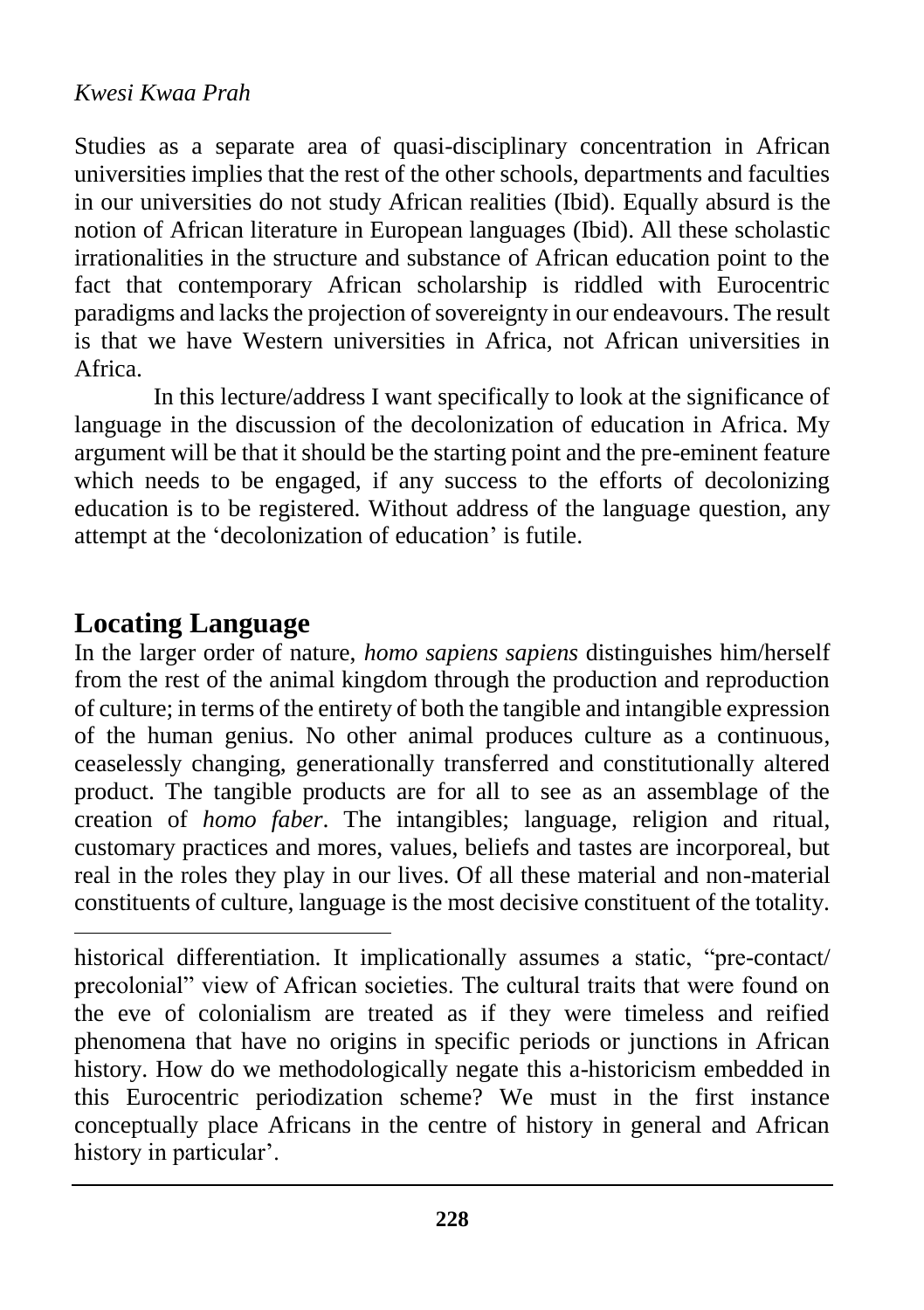Studies as a separate area of quasi-disciplinary concentration in African universities implies that the rest of the other schools, departments and faculties in our universities do not study African realities (Ibid). Equally absurd is the notion of African literature in European languages (Ibid). All these scholastic irrationalities in the structure and substance of African education point to the fact that contemporary African scholarship is riddled with Eurocentric paradigms and lacks the projection of sovereignty in our endeavours. The result is that we have Western universities in Africa, not African universities in Africa.

In this lecture/address I want specifically to look at the significance of language in the discussion of the decolonization of education in Africa. My argument will be that it should be the starting point and the pre-eminent feature which needs to be engaged, if any success to the efforts of decolonizing education is to be registered. Without address of the language question, any attempt at the 'decolonization of education' is futile.

## Locating Language

In the larger order of nature, *homo sapiens sapiens* distinguishes him/herself from the rest of the animal kingdom through the production and reproduction of culture; in terms of the entirety of both the tangible and intangible expression of the human genius. No other animal produces culture as a continuous, ceaselessly changing, generationally transferred and constitutionally altered product. The tangible products are for all to see as an assemblage of the creation of *homo faber*. The intangibles; language, religion and ritual, customary practices and mores, values, beliefs and tastes are incorporeal, but real in the roles they play in our lives. Of all these material and non-material constituents of culture, language is the most decisive constituent of the totality.

---

historical differentiation. It implicationally assumes a static, "pre-contact/ precolonial" view of African societies. The cultural traits that were found on the eve of colonialism are treated as if they were timeless and reified phenomena that have no origins in specific periods or junctions in African history. How do we methodologically negate this a-historicism embedded in this Eurocentric periodization scheme? We must in the first instance conceptually place Africans in the centre of history in general and African history in particular'.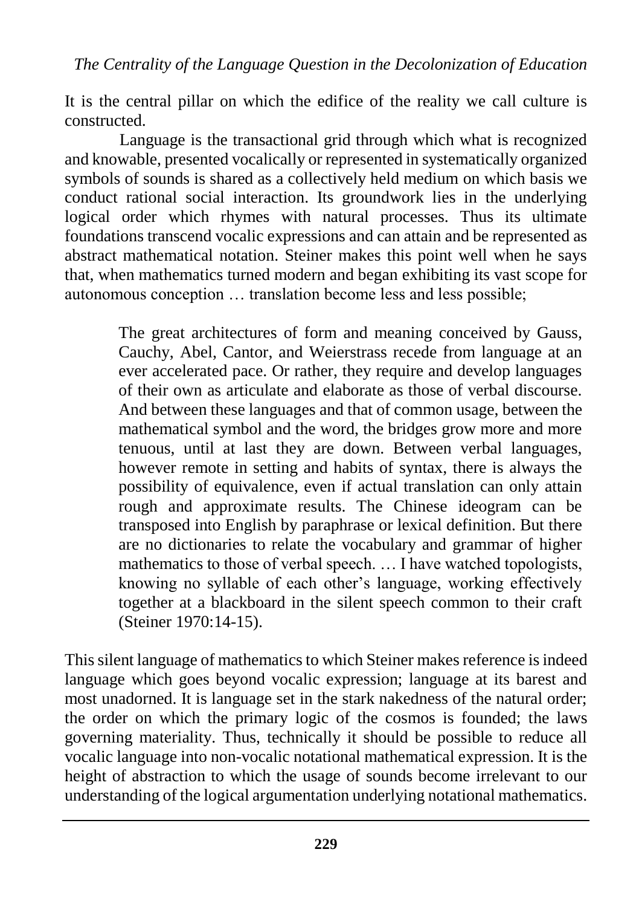It is the central pillar on which the edifice of the reality we call culture is constructed.

Language is the transactional grid through which what is recognized and knowable, presented vocalically or represented in systematically organized symbols of sounds is shared as a collectively held medium on which basis we conduct rational social interaction. Its groundwork lies in the underlying logical order which rhymes with natural processes. Thus its ultimate foundations transcend vocalic expressions and can attain and be represented as abstract mathematical notation. Steiner makes this point well when he says that, when mathematics turned modern and began exhibiting its vast scope for autonomous conception … translation become less and less possible;

> The great architectures of form and meaning conceived by Gauss, Cauchy, Abel, Cantor, and Weierstrass recede from language at an ever accelerated pace. Or rather, they require and develop languages of their own as articulate and elaborate as those of verbal discourse. And between these languages and that of common usage, between the mathematical symbol and the word, the bridges grow more and more tenuous, until at last they are down. Between verbal languages, however remote in setting and habits of syntax, there is always the possibility of equivalence, even if actual translation can only attain rough and approximate results. The Chinese ideogram can be transposed into English by paraphrase or lexical definition. But there are no dictionaries to relate the vocabulary and grammar of higher mathematics to those of verbal speech. … I have watched topologists, knowing no syllable of each other's language, working effectively together at a blackboard in the silent speech common to their craft (Steiner 1970:14-15).

This silent language of mathematics to which Steiner makes reference is indeed language which goes beyond vocalic expression; language at its barest and most unadorned. It is language set in the stark nakedness of the natural order; the order on which the primary logic of the cosmos is founded; the laws governing materiality. Thus, technically it should be possible to reduce all vocalic language into non-vocalic notational mathematical expression. It is the height of abstraction to which the usage of sounds become irrelevant to our understanding of the logical argumentation underlying notational mathematics.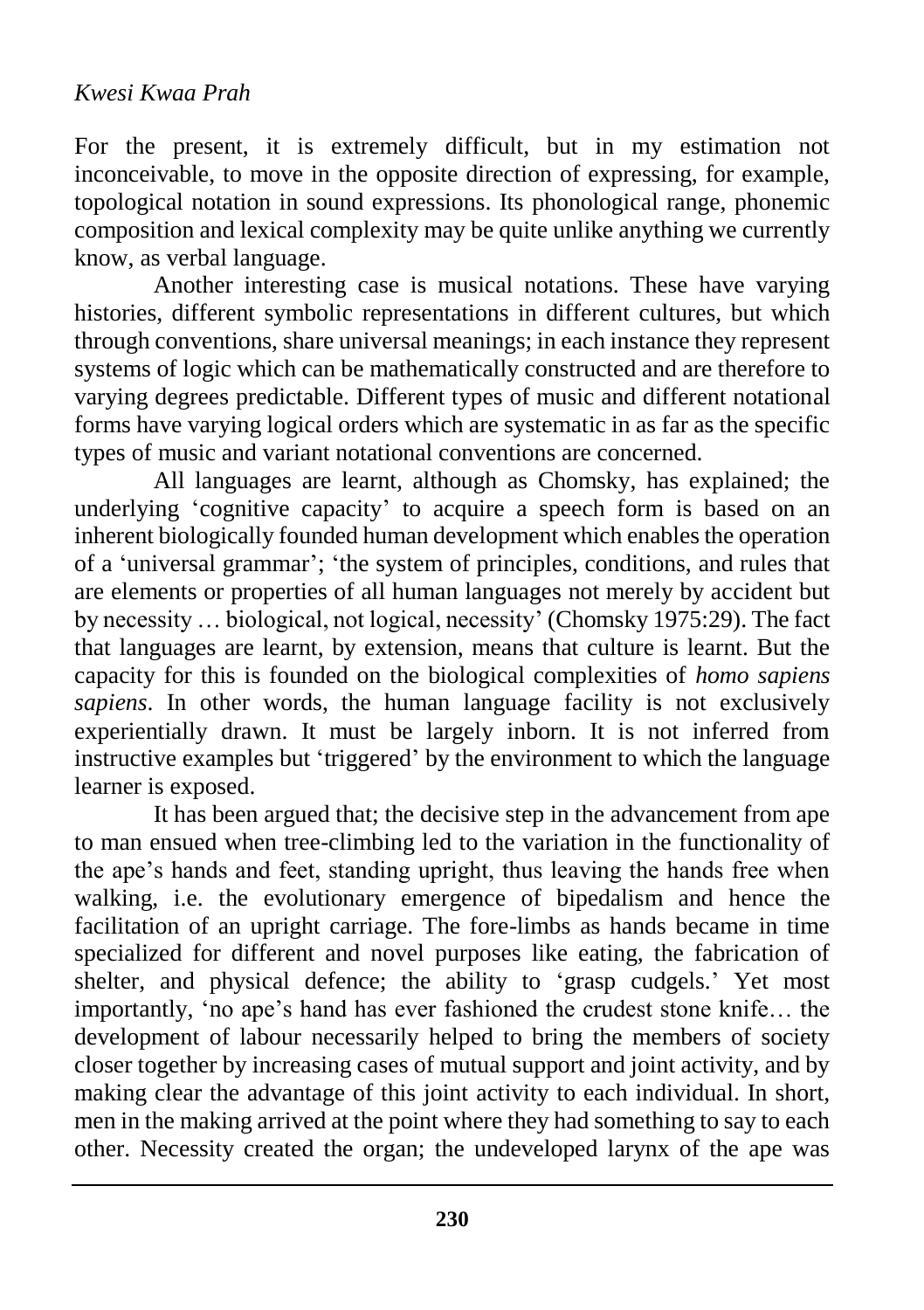For the present, it is extremely difficult, but in my estimation not inconceivable, to move in the opposite direction of expressing, for example, topological notation in sound expressions. Its phonological range, phonemic composition and lexical complexity may be quite unlike anything we currently know, as verbal language.

Another interesting case is musical notations. These have varying histories, different symbolic representations in different cultures, but which through conventions, share universal meanings; in each instance they represent systems of logic which can be mathematically constructed and are therefore to varying degrees predictable. Different types of music and different notational forms have varying logical orders which are systematic in as far as the specific types of music and variant notational conventions are concerned.

All languages are learnt, although as Chomsky, has explained; the underlying 'cognitive capacity' to acquire a speech form is based on an inherent biologically founded human development which enables the operation of a 'universal grammar'; 'the system of principles, conditions, and rules that are elements or properties of all human languages not merely by accident but by necessity … biological, not logical, necessity' (Chomsky 1975:29). The fact that languages are learnt, by extension, means that culture is learnt. But the capacity for this is founded on the biological complexities of *homo sapiens sapiens*. In other words, the human language facility is not exclusively experientially drawn. It must be largely inborn. It is not inferred from instructive examples but 'triggered' by the environment to which the language learner is exposed.

It has been argued that; the decisive step in the advancement from ape to man ensued when tree-climbing led to the variation in the functionality of the ape's hands and feet, standing upright, thus leaving the hands free when walking, i.e. the evolutionary emergence of bipedalism and hence the facilitation of an upright carriage. The fore-limbs as hands became in time specialized for different and novel purposes like eating, the fabrication of shelter, and physical defence; the ability to 'grasp cudgels.' Yet most importantly, 'no ape's hand has ever fashioned the crudest stone knife… the development of labour necessarily helped to bring the members of society closer together by increasing cases of mutual support and joint activity, and by making clear the advantage of this joint activity to each individual. In short, men in the making arrived at the point where they had something to say to each other. Necessity created the organ; the undeveloped larynx of the ape was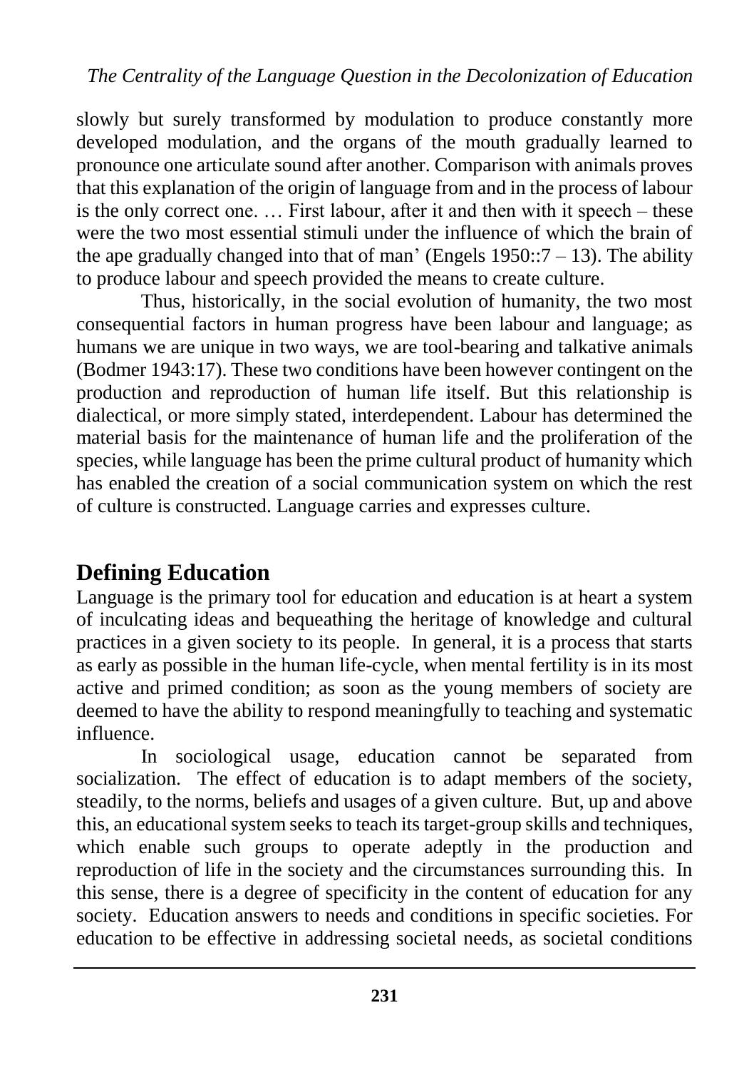slowly but surely transformed by modulation to produce constantly more developed modulation, and the organs of the mouth gradually learned to pronounce one articulate sound after another. Comparison with animals proves that this explanation of the origin of language from and in the process of labour is the only correct one. … First labour, after it and then with it speech – these were the two most essential stimuli under the influence of which the brain of the ape gradually changed into that of man' (Engels 1950::7 – 13). The ability to produce labour and speech provided the means to create culture.

Thus, historically, in the social evolution of humanity, the two most consequential factors in human progress have been labour and language; as humans we are unique in two ways, we are tool-bearing and talkative animals (Bodmer 1943:17). These two conditions have been however contingent on the production and reproduction of human life itself. But this relationship is dialectical, or more simply stated, interdependent. Labour has determined the material basis for the maintenance of human life and the proliferation of the species, while language has been the prime cultural product of humanity which has enabled the creation of a social communication system on which the rest of culture is constructed. Language carries and expresses culture.

## Defining Education

Language is the primary tool for education and education is at heart a system of inculcating ideas and bequeathing the heritage of knowledge and cultural practices in a given society to its people. In general, it is a process that starts as early as possible in the human life-cycle, when mental fertility is in its most active and primed condition; as soon as the young members of society are deemed to have the ability to respond meaningfully to teaching and systematic influence.

In sociological usage, education cannot be separated from socialization. The effect of education is to adapt members of the society, steadily, to the norms, beliefs and usages of a given culture. But, up and above this, an educational system seeks to teach its target-group skills and techniques, which enable such groups to operate adeptly in the production and reproduction of life in the society and the circumstances surrounding this. In this sense, there is a degree of specificity in the content of education for any society. Education answers to needs and conditions in specific societies. For education to be effective in addressing societal needs, as societal conditions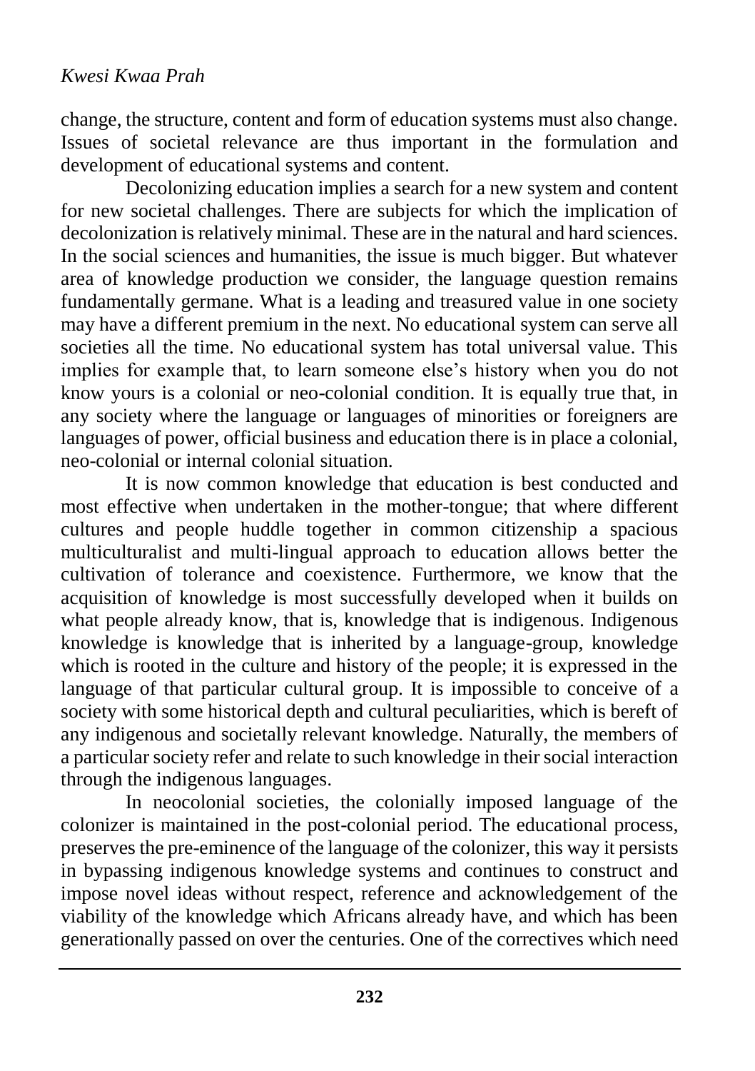change, the structure, content and form of education systems must also change. Issues of societal relevance are thus important in the formulation and development of educational systems and content.

Decolonizing education implies a search for a new system and content for new societal challenges. There are subjects for which the implication of decolonization is relatively minimal. These are in the natural and hard sciences. In the social sciences and humanities, the issue is much bigger. But whatever area of knowledge production we consider, the language question remains fundamentally germane. What is a leading and treasured value in one society may have a different premium in the next. No educational system can serve all societies all the time. No educational system has total universal value. This implies for example that, to learn someone else's history when you do not know yours is a colonial or neo-colonial condition. It is equally true that, in any society where the language or languages of minorities or foreigners are languages of power, official business and education there is in place a colonial, neo-colonial or internal colonial situation.

It is now common knowledge that education is best conducted and most effective when undertaken in the mother-tongue; that where different cultures and people huddle together in common citizenship a spacious multiculturalist and multi-lingual approach to education allows better the cultivation of tolerance and coexistence. Furthermore, we know that the acquisition of knowledge is most successfully developed when it builds on what people already know, that is, knowledge that is indigenous. Indigenous knowledge is knowledge that is inherited by a language-group, knowledge which is rooted in the culture and history of the people; it is expressed in the language of that particular cultural group. It is impossible to conceive of a society with some historical depth and cultural peculiarities, which is bereft of any indigenous and societally relevant knowledge. Naturally, the members of a particular society refer and relate to such knowledge in their social interaction through the indigenous languages.

In neocolonial societies, the colonially imposed language of the colonizer is maintained in the post-colonial period. The educational process, preserves the pre-eminence of the language of the colonizer, this way it persists in bypassing indigenous knowledge systems and continues to construct and impose novel ideas without respect, reference and acknowledgement of the viability of the knowledge which Africans already have, and which has been generationally passed on over the centuries. One of the correctives which need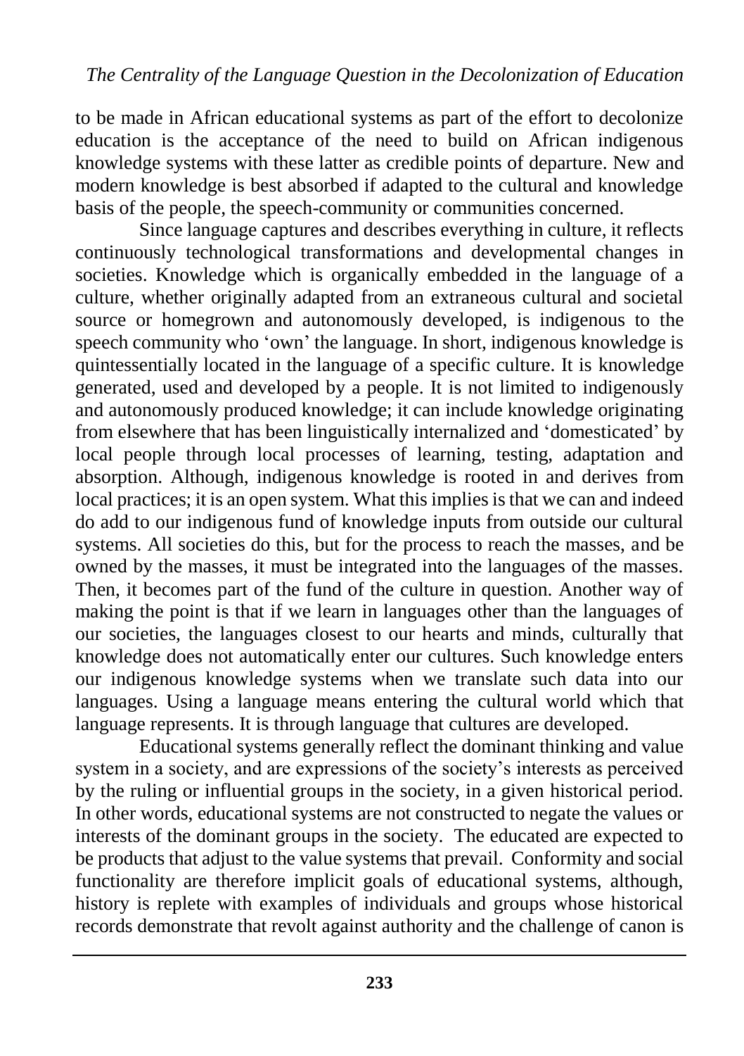to be made in African educational systems as part of the effort to decolonize education is the acceptance of the need to build on African indigenous knowledge systems with these latter as credible points of departure. New and modern knowledge is best absorbed if adapted to the cultural and knowledge basis of the people, the speech-community or communities concerned.

Since language captures and describes everything in culture, it reflects continuously technological transformations and developmental changes in societies. Knowledge which is organically embedded in the language of a culture, whether originally adapted from an extraneous cultural and societal source or homegrown and autonomously developed, is indigenous to the speech community who 'own' the language. In short, indigenous knowledge is quintessentially located in the language of a specific culture. It is knowledge generated, used and developed by a people. It is not limited to indigenously and autonomously produced knowledge; it can include knowledge originating from elsewhere that has been linguistically internalized and 'domesticated' by local people through local processes of learning, testing, adaptation and absorption. Although, indigenous knowledge is rooted in and derives from local practices; it is an open system. What this implies is that we can and indeed do add to our indigenous fund of knowledge inputs from outside our cultural systems. All societies do this, but for the process to reach the masses, and be owned by the masses, it must be integrated into the languages of the masses. Then, it becomes part of the fund of the culture in question. Another way of making the point is that if we learn in languages other than the languages of our societies, the languages closest to our hearts and minds, culturally that knowledge does not automatically enter our cultures. Such knowledge enters our indigenous knowledge systems when we translate such data into our languages. Using a language means entering the cultural world which that language represents. It is through language that cultures are developed.

Educational systems generally reflect the dominant thinking and value system in a society, and are expressions of the society's interests as perceived by the ruling or influential groups in the society, in a given historical period. In other words, educational systems are not constructed to negate the values or interests of the dominant groups in the society. The educated are expected to be products that adjust to the value systems that prevail. Conformity and social functionality are therefore implicit goals of educational systems, although, history is replete with examples of individuals and groups whose historical records demonstrate that revolt against authority and the challenge of canon is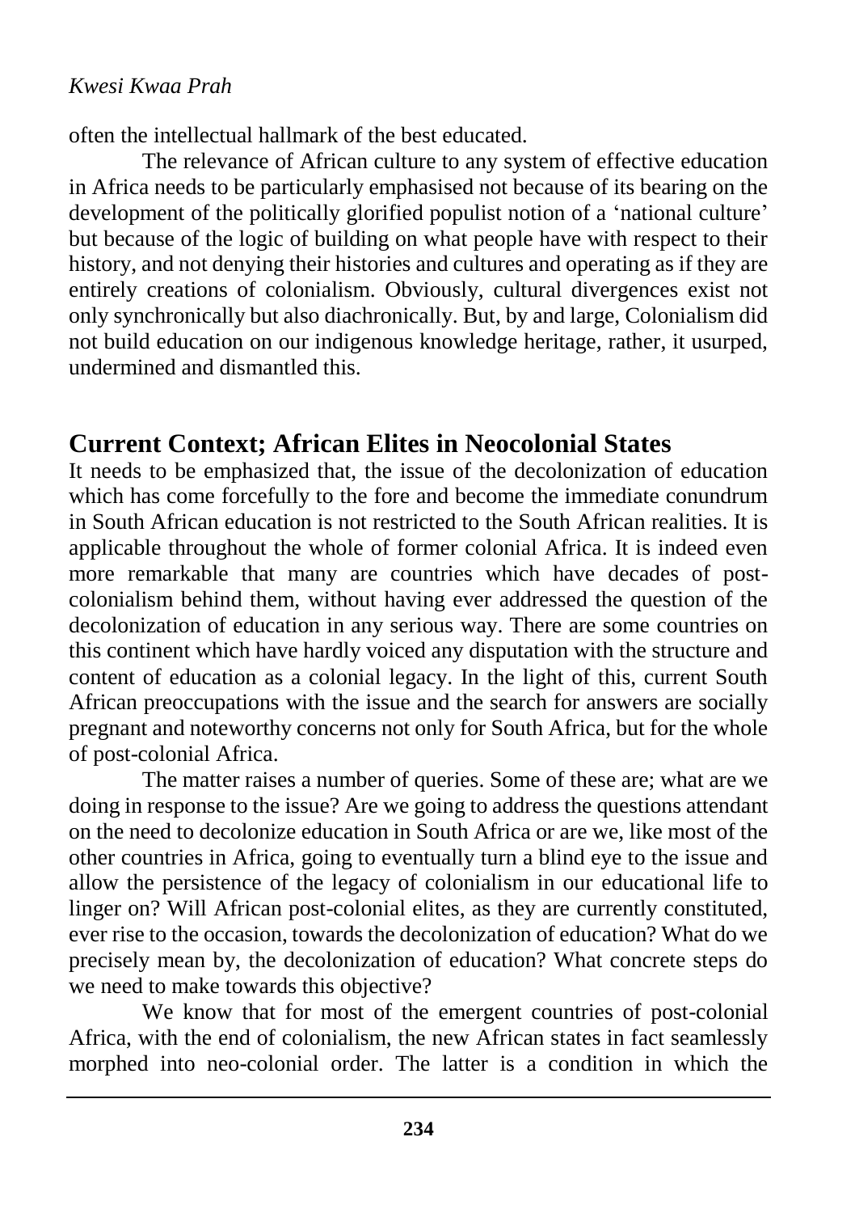often the intellectual hallmark of the best educated.

The relevance of African culture to any system of effective education in Africa needs to be particularly emphasised not because of its bearing on the development of the politically glorified populist notion of a 'national culture' but because of the logic of building on what people have with respect to their history, and not denying their histories and cultures and operating as if they are entirely creations of colonialism. Obviously, cultural divergences exist not only synchronically but also diachronically. But, by and large, Colonialism did not build education on our indigenous knowledge heritage, rather, it usurped, undermined and dismantled this.

## Current Context; African Elites in Neocolonial States

It needs to be emphasized that, the issue of the decolonization of education which has come forcefully to the fore and become the immediate conundrum in South African education is not restricted to the South African realities. It is applicable throughout the whole of former colonial Africa. It is indeed even more remarkable that many are countries which have decades of post-colonialism behind them, without having ever addressed the question of the decolonization of education in any serious way. There are some countries on this continent which have hardly voiced any disputation with the structure and content of education as a colonial legacy. In the light of this, current South African preoccupations with the issue and the search for answers are socially pregnant and noteworthy concerns not only for South Africa, but for the whole of post-colonial Africa.

The matter raises a number of queries. Some of these are; what are we doing in response to the issue? Are we going to address the questions attendant on the need to decolonize education in South Africa or are we, like most of the other countries in Africa, going to eventually turn a blind eye to the issue and allow the persistence of the legacy of colonialism in our educational life to linger on? Will African post-colonial elites, as they are currently constituted, ever rise to the occasion, towards the decolonization of education? What do we precisely mean by, the decolonization of education? What concrete steps do we need to make towards this objective?

We know that for most of the emergent countries of post-colonial Africa, with the end of colonialism, the new African states in fact seamlessly morphed into neo-colonial order. The latter is a condition in which the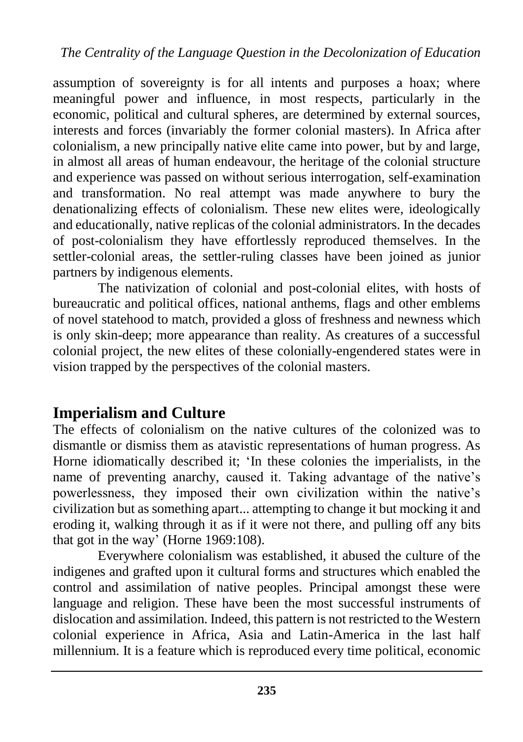assumption of sovereignty is for all intents and purposes a hoax; where meaningful power and influence, in most respects, particularly in the economic, political and cultural spheres, are determined by external sources, interests and forces (invariably the former colonial masters). In Africa after colonialism, a new principally native elite came into power, but by and large, in almost all areas of human endeavour, the heritage of the colonial structure and experience was passed on without serious interrogation, self-examination and transformation. No real attempt was made anywhere to bury the denationalizing effects of colonialism. These new elites were, ideologically and educationally, native replicas of the colonial administrators. In the decades of post-colonialism they have effortlessly reproduced themselves. In the settler-colonial areas, the settler-ruling classes have been joined as junior partners by indigenous elements.

The nativization of colonial and post-colonial elites, with hosts of bureaucratic and political offices, national anthems, flags and other emblems of novel statehood to match, provided a gloss of freshness and newness which is only skin-deep; more appearance than reality. As creatures of a successful colonial project, the new elites of these colonially-engendered states were in vision trapped by the perspectives of the colonial masters.

## Imperialism and Culture

The effects of colonialism on the native cultures of the colonized was to dismantle or dismiss them as atavistic representations of human progress. As Horne idiomatically described it; 'In these colonies the imperialists, in the name of preventing anarchy, caused it. Taking advantage of the native's powerlessness, they imposed their own civilization within the native's civilization but as something apart... attempting to change it but mocking it and eroding it, walking through it as if it were not there, and pulling off any bits that got in the way' (Horne 1969:108).

Everywhere colonialism was established, it abused the culture of the indigenes and grafted upon it cultural forms and structures which enabled the control and assimilation of native peoples. Principal amongst these were language and religion. These have been the most successful instruments of dislocation and assimilation. Indeed, this pattern is not restricted to the Western colonial experience in Africa, Asia and Latin-America in the last half millennium. It is a feature which is reproduced every time political, economic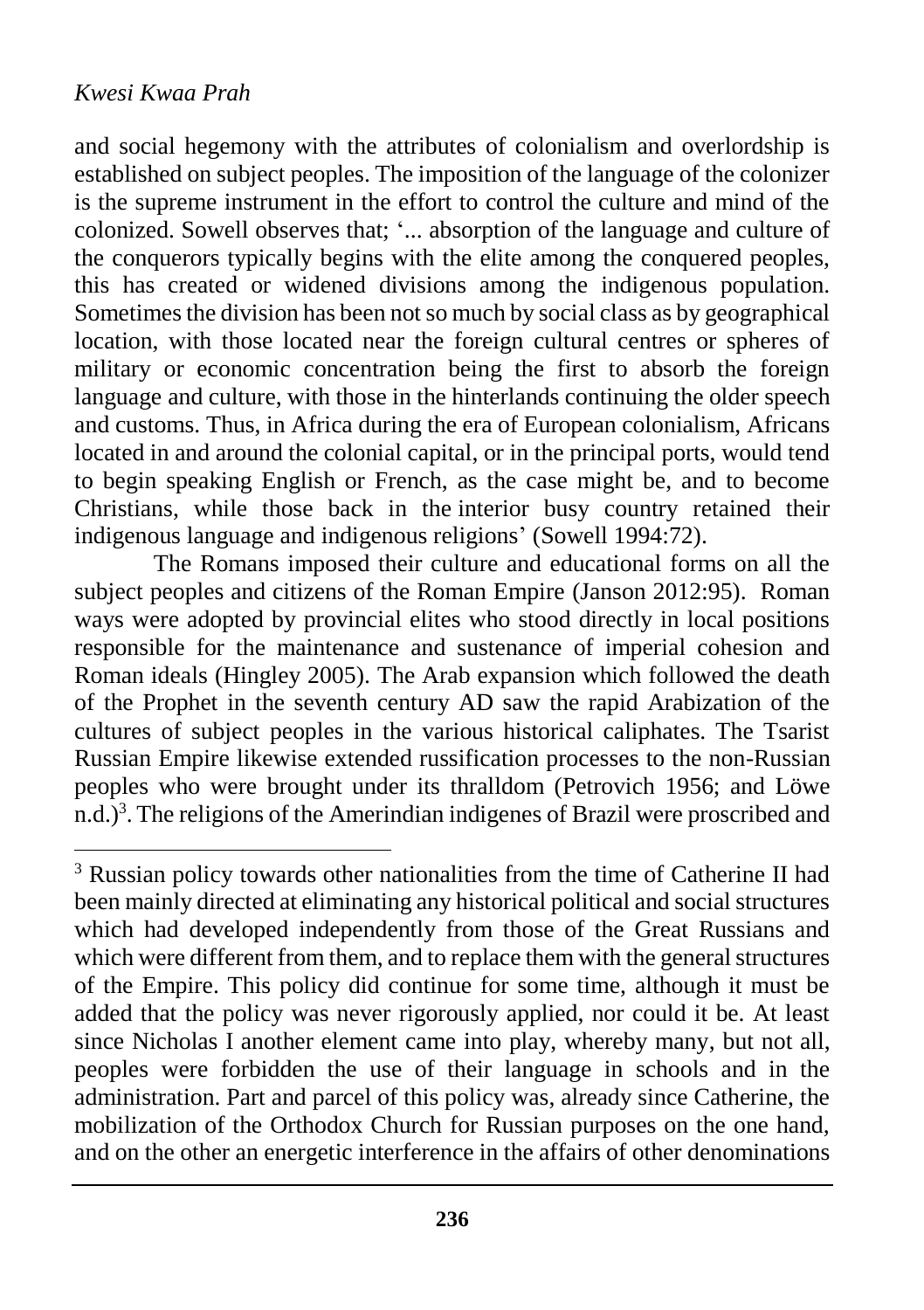and social hegemony with the attributes of colonialism and overlordship is established on subject peoples. The imposition of the language of the colonizer is the supreme instrument in the effort to control the culture and mind of the colonized. Sowell observes that; '... absorption of the language and culture of the conquerors typically begins with the elite among the conquered peoples, this has created or widened divisions among the indigenous population. Sometimes the division has been not so much by social class as by geographical location, with those located near the foreign cultural centres or spheres of military or economic concentration being the first to absorb the foreign language and culture, with those in the hinterlands continuing the older speech and customs. Thus, in Africa during the era of European colonialism, Africans located in and around the colonial capital, or in the principal ports, would tend to begin speaking English or French, as the case might be, and to become Christians, while those back in the interior busy country retained their indigenous language and indigenous religions' (Sowell 1994:72).

The Romans imposed their culture and educational forms on all the subject peoples and citizens of the Roman Empire (Janson 2012:95). Roman ways were adopted by provincial elites who stood directly in local positions responsible for the maintenance and sustenance of imperial cohesion and Roman ideals (Hingley 2005). The Arab expansion which followed the death of the Prophet in the seventh century AD saw the rapid Arabization of the cultures of subject peoples in the various historical caliphates. The Tsarist Russian Empire likewise extended russification processes to the non-Russian peoples who were brought under its thralldom (Petrovich 1956; and Löwe n.d.)[3]. The religions of the Amerindian indigenes of Brazil were proscribed and

[3] Russian policy towards other nationalities from the time of Catherine II had been mainly directed at eliminating any historical political and social structures which had developed independently from those of the Great Russians and which were different from them, and to replace them with the general structures of the Empire. This policy did continue for some time, although it must be added that the policy was never rigorously applied, nor could it be. At least since Nicholas I another element came into play, whereby many, but not all, peoples were forbidden the use of their language in schools and in the administration. Part and parcel of this policy was, already since Catherine, the mobilization of the Orthodox Church for Russian purposes on the one hand, and on the other an energetic interference in the affairs of other denominations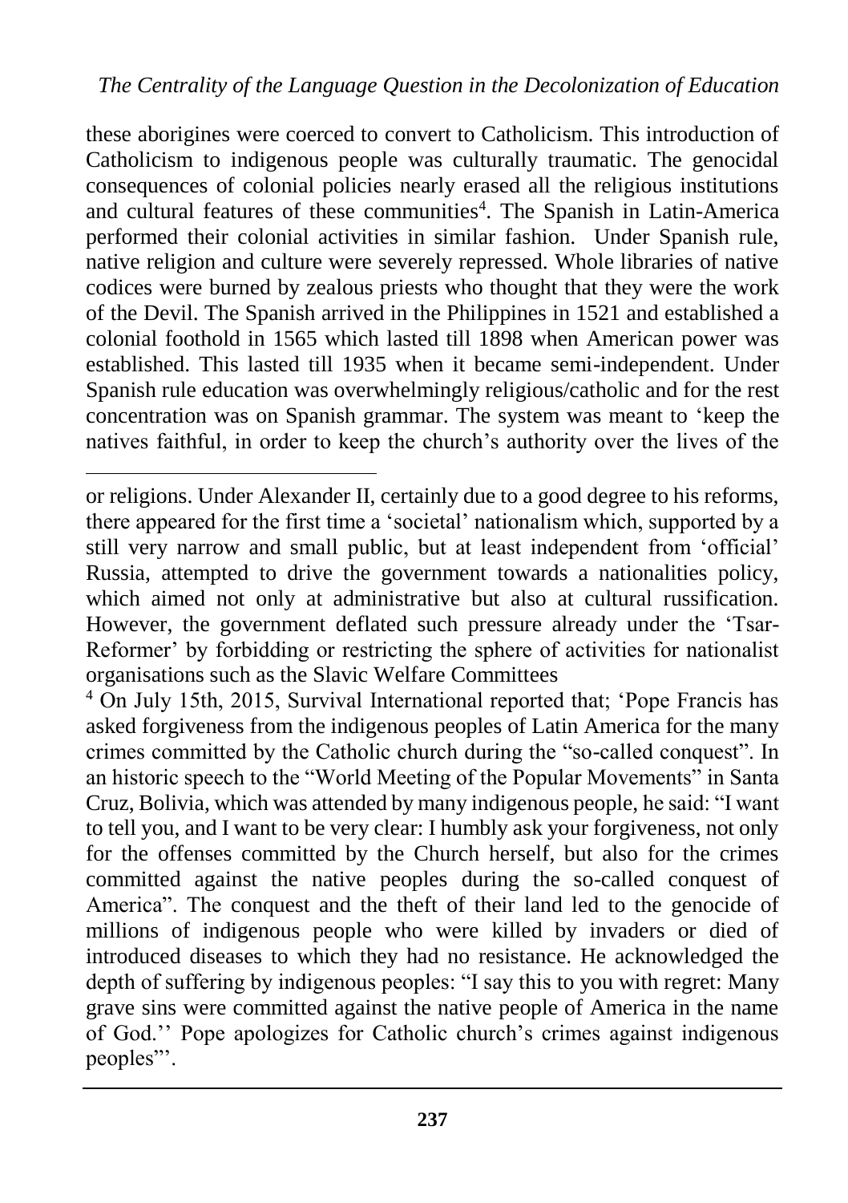these aborigines were coerced to convert to Catholicism. This introduction of Catholicism to indigenous people was culturally traumatic. The genocidal consequences of colonial policies nearly erased all the religious institutions and cultural features of these communities[4]. The Spanish in Latin-America performed their colonial activities in similar fashion. Under Spanish rule, native religion and culture were severely repressed. Whole libraries of native codices were burned by zealous priests who thought that they were the work of the Devil. The Spanish arrived in the Philippines in 1521 and established a colonial foothold in 1565 which lasted till 1898 when American power was established. This lasted till 1935 when it became semi-independent. Under Spanish rule education was overwhelmingly religious/catholic and for the rest concentration was on Spanish grammar. The system was meant to 'keep the natives faithful, in order to keep the church's authority over the lives of the

---

or religions. Under Alexander II, certainly due to a good degree to his reforms, there appeared for the first time a 'societal' nationalism which, supported by a still very narrow and small public, but at least independent from 'official' Russia, attempted to drive the government towards a nationalities policy, which aimed not only at administrative but also at cultural russification. However, the government deflated such pressure already under the 'Tsar-Reformer' by forbidding or restricting the sphere of activities for nationalist organisations such as the Slavic Welfare Committees

[4] On July 15th, 2015, Survival International reported that; 'Pope Francis has asked forgiveness from the indigenous peoples of Latin America for the many crimes committed by the Catholic church during the "so-called conquest". In an historic speech to the "World Meeting of the Popular Movements" in Santa Cruz, Bolivia, which was attended by many indigenous people, he said: "I want to tell you, and I want to be very clear: I humbly ask your forgiveness, not only for the offenses committed by the Church herself, but also for the crimes committed against the native peoples during the so-called conquest of America". The conquest and the theft of their land led to the genocide of millions of indigenous people who were killed by invaders or died of introduced diseases to which they had no resistance. He acknowledged the depth of suffering by indigenous peoples: "I say this to you with regret: Many grave sins were committed against the native people of America in the name of God.'' Pope apologizes for Catholic church's crimes against indigenous peoples"'.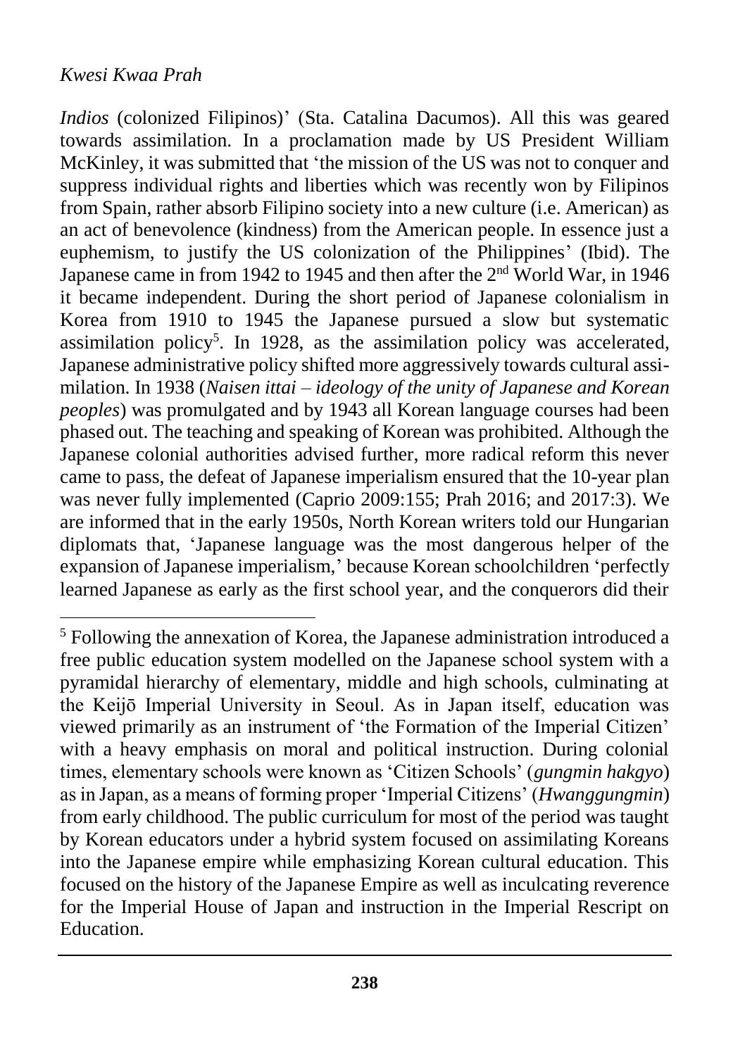*Indios* (colonized Filipinos)' (Sta. Catalina Dacumos). All this was geared towards assimilation. In a proclamation made by US President William McKinley, it was submitted that 'the mission of the US was not to conquer and suppress individual rights and liberties which was recently won by Filipinos from Spain, rather absorb Filipino society into a new culture (i.e. American) as an act of benevolence (kindness) from the American people. In essence just a euphemism, to justify the US colonization of the Philippines' (Ibid). The Japanese came in from 1942 to 1945 and then after the 2nd World War, in 1946 it became independent. During the short period of Japanese colonialism in Korea from 1910 to 1945 the Japanese pursued a slow but systematic assimilation policy[5]. In 1928, as the assimilation policy was accelerated, Japanese administrative policy shifted more aggressively towards cultural assimilation. In 1938 (*Naisen ittai – ideology of the unity of Japanese and Korean peoples*) was promulgated and by 1943 all Korean language courses had been phased out. The teaching and speaking of Korean was prohibited. Although the Japanese colonial authorities advised further, more radical reform this never came to pass, the defeat of Japanese imperialism ensured that the 10-year plan was never fully implemented (Caprio 2009:155; Prah 2016; and 2017:3). We are informed that in the early 1950s, North Korean writers told our Hungarian diplomats that, 'Japanese language was the most dangerous helper of the expansion of Japanese imperialism,' because Korean schoolchildren 'perfectly learned Japanese as early as the first school year, and the conquerors did their

---

[5] Following the annexation of Korea, the Japanese administration introduced a free public education system modelled on the Japanese school system with a pyramidal hierarchy of elementary, middle and high schools, culminating at the Keijō Imperial University in Seoul. As in Japan itself, education was viewed primarily as an instrument of 'the Formation of the Imperial Citizen' with a heavy emphasis on moral and political instruction. During colonial times, elementary schools were known as 'Citizen Schools' (*gungmin hakgyo*) as in Japan, as a means of forming proper 'Imperial Citizens' (*Hwanggungmin*) from early childhood. The public curriculum for most of the period was taught by Korean educators under a hybrid system focused on assimilating Koreans into the Japanese empire while emphasizing Korean cultural education. This focused on the history of the Japanese Empire as well as inculcating reverence for the Imperial House of Japan and instruction in the Imperial Rescript on Education.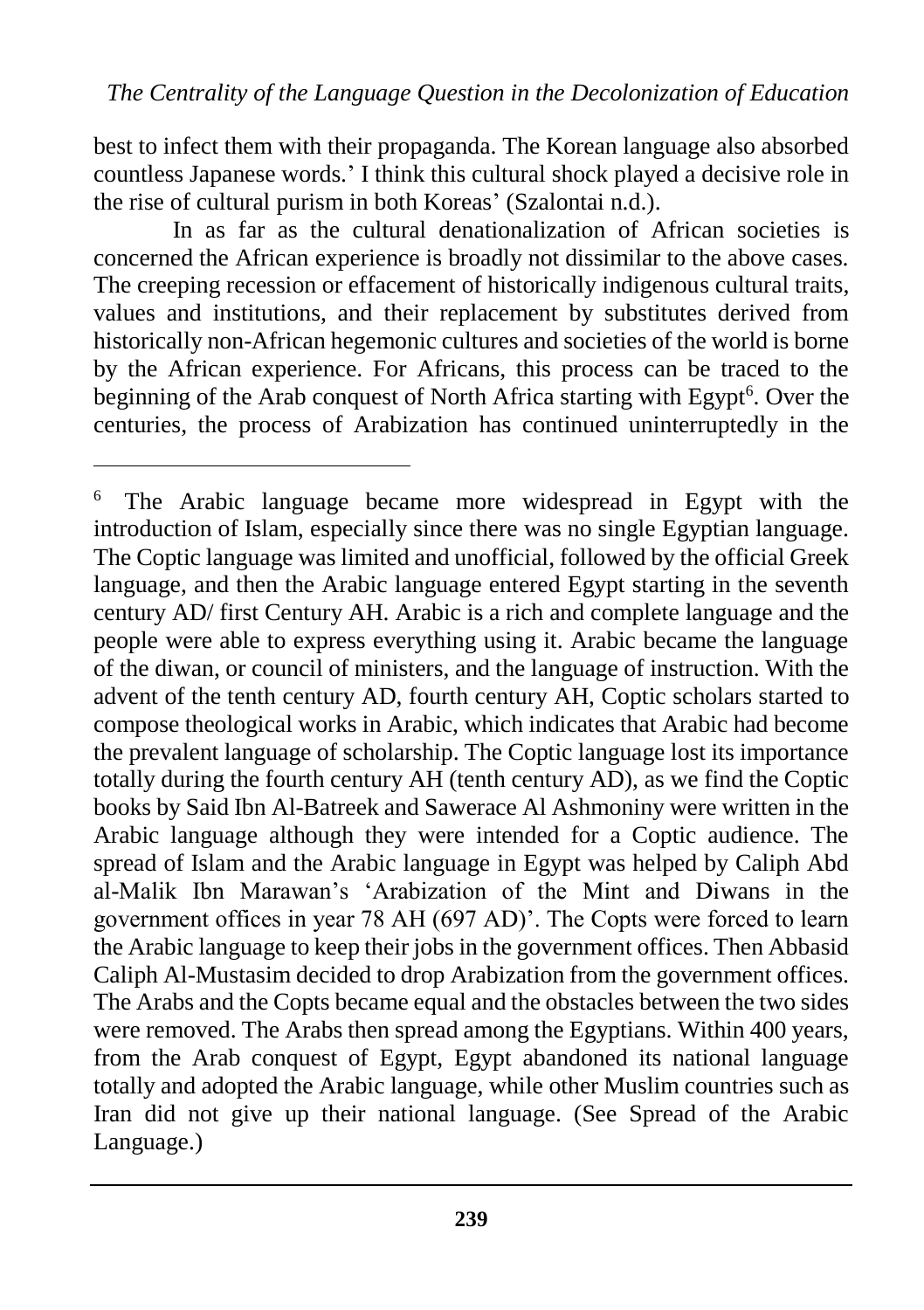best to infect them with their propaganda. The Korean language also absorbed countless Japanese words.' I think this cultural shock played a decisive role in the rise of cultural purism in both Koreas' (Szalontai n.d.).

In as far as the cultural denationalization of African societies is concerned the African experience is broadly not dissimilar to the above cases. The creeping recession or effacement of historically indigenous cultural traits, values and institutions, and their replacement by substitutes derived from historically non-African hegemonic cultures and societies of the world is borne by the African experience. For Africans, this process can be traced to the beginning of the Arab conquest of North Africa starting with Egypt[6]. Over the centuries, the process of Arabization has continued uninterruptedly in the

---

[6] The Arabic language became more widespread in Egypt with the introduction of Islam, especially since there was no single Egyptian language. The Coptic language was limited and unofficial, followed by the official Greek language, and then the Arabic language entered Egypt starting in the seventh century AD/ first Century AH. Arabic is a rich and complete language and the people were able to express everything using it. Arabic became the language of the diwan, or council of ministers, and the language of instruction. With the advent of the tenth century AD, fourth century AH, Coptic scholars started to compose theological works in Arabic, which indicates that Arabic had become the prevalent language of scholarship. The Coptic language lost its importance totally during the fourth century AH (tenth century AD), as we find the Coptic books by Said Ibn Al-Batreek and Sawerace Al Ashmoniny were written in the Arabic language although they were intended for a Coptic audience. The spread of Islam and the Arabic language in Egypt was helped by Caliph Abd al-Malik Ibn Marawan's 'Arabization of the Mint and Diwans in the government offices in year 78 AH (697 AD)'. The Copts were forced to learn the Arabic language to keep their jobs in the government offices. Then Abbasid Caliph Al-Mustasim decided to drop Arabization from the government offices. The Arabs and the Copts became equal and the obstacles between the two sides were removed. The Arabs then spread among the Egyptians. Within 400 years, from the Arab conquest of Egypt, Egypt abandoned its national language totally and adopted the Arabic language, while other Muslim countries such as Iran did not give up their national language. (See Spread of the Arabic Language.)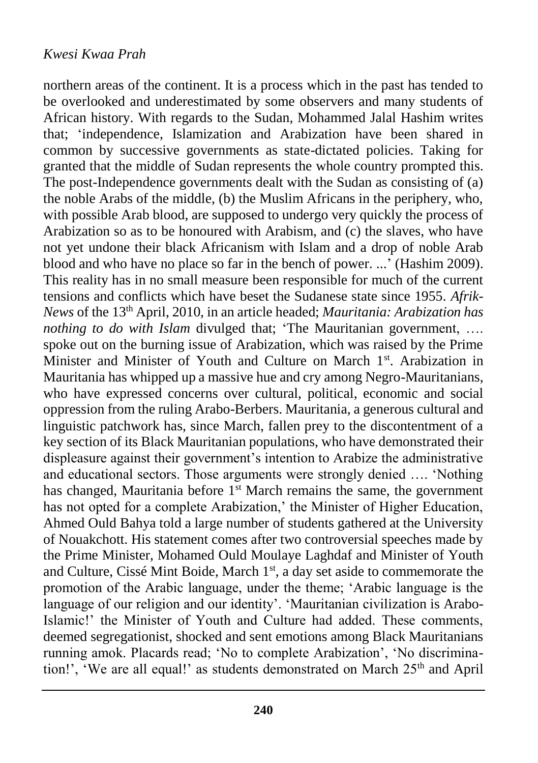northern areas of the continent. It is a process which in the past has tended to be overlooked and underestimated by some observers and many students of African history. With regards to the Sudan, Mohammed Jalal Hashim writes that; 'independence, Islamization and Arabization have been shared in common by successive governments as state-dictated policies. Taking for granted that the middle of Sudan represents the whole country prompted this. The post-Independence governments dealt with the Sudan as consisting of (a) the noble Arabs of the middle, (b) the Muslim Africans in the periphery, who, with possible Arab blood, are supposed to undergo very quickly the process of Arabization so as to be honoured with Arabism, and (c) the slaves, who have not yet undone their black Africanism with Islam and a drop of noble Arab blood and who have no place so far in the bench of power. ...' (Hashim 2009). This reality has in no small measure been responsible for much of the current tensions and conflicts which have beset the Sudanese state since 1955. *Afrik-News* of the 13th April, 2010, in an article headed; *Mauritania: Arabization has nothing to do with Islam* divulged that; 'The Mauritanian government, …. spoke out on the burning issue of Arabization, which was raised by the Prime Minister and Minister of Youth and Culture on March 1st. Arabization in Mauritania has whipped up a massive hue and cry among Negro-Mauritanians, who have expressed concerns over cultural, political, economic and social oppression from the ruling Arabo-Berbers. Mauritania, a generous cultural and linguistic patchwork has, since March, fallen prey to the discontentment of a key section of its Black Mauritanian populations, who have demonstrated their displeasure against their government's intention to Arabize the administrative and educational sectors. Those arguments were strongly denied …. 'Nothing has changed, Mauritania before 1st March remains the same, the government has not opted for a complete Arabization,' the Minister of Higher Education, Ahmed Ould Bahya told a large number of students gathered at the University of Nouakchott. His statement comes after two controversial speeches made by the Prime Minister, Mohamed Ould Moulaye Laghdaf and Minister of Youth and Culture, Cissé Mint Boide, March 1st, a day set aside to commemorate the promotion of the Arabic language, under the theme; 'Arabic language is the language of our religion and our identity'. 'Mauritanian civilization is Arabo-Islamic!' the Minister of Youth and Culture had added. These comments, deemed segregationist, shocked and sent emotions among Black Mauritanians running amok. Placards read; 'No to complete Arabization', 'No discrimination!', 'We are all equal!' as students demonstrated on March 25th and April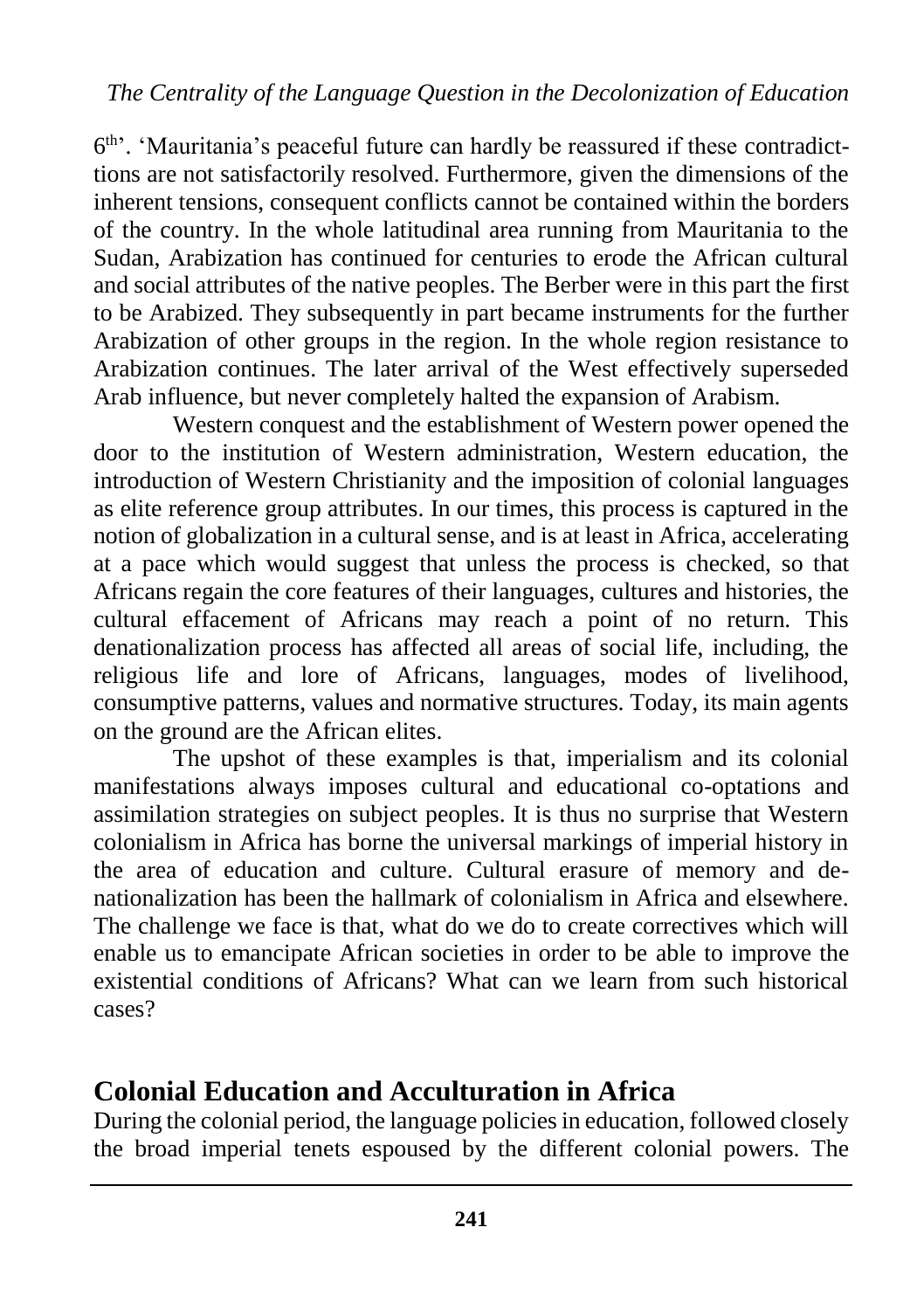6th'. 'Mauritania's peaceful future can hardly be reassured if these contradicttions are not satisfactorily resolved. Furthermore, given the dimensions of the inherent tensions, consequent conflicts cannot be contained within the borders of the country. In the whole latitudinal area running from Mauritania to the Sudan, Arabization has continued for centuries to erode the African cultural and social attributes of the native peoples. The Berber were in this part the first to be Arabized. They subsequently in part became instruments for the further Arabization of other groups in the region. In the whole region resistance to Arabization continues. The later arrival of the West effectively superseded Arab influence, but never completely halted the expansion of Arabism.

Western conquest and the establishment of Western power opened the door to the institution of Western administration, Western education, the introduction of Western Christianity and the imposition of colonial languages as elite reference group attributes. In our times, this process is captured in the notion of globalization in a cultural sense, and is at least in Africa, accelerating at a pace which would suggest that unless the process is checked, so that Africans regain the core features of their languages, cultures and histories, the cultural effacement of Africans may reach a point of no return. This denationalization process has affected all areas of social life, including, the religious life and lore of Africans, languages, modes of livelihood, consumptive patterns, values and normative structures. Today, its main agents on the ground are the African elites.

The upshot of these examples is that, imperialism and its colonial manifestations always imposes cultural and educational co-optations and assimilation strategies on subject peoples. It is thus no surprise that Western colonialism in Africa has borne the universal markings of imperial history in the area of education and culture. Cultural erasure of memory and de-nationalization has been the hallmark of colonialism in Africa and elsewhere. The challenge we face is that, what do we do to create correctives which will enable us to emancipate African societies in order to be able to improve the existential conditions of Africans? What can we learn from such historical cases?

## Colonial Education and Acculturation in Africa

During the colonial period, the language policies in education, followed closely the broad imperial tenets espoused by the different colonial powers. The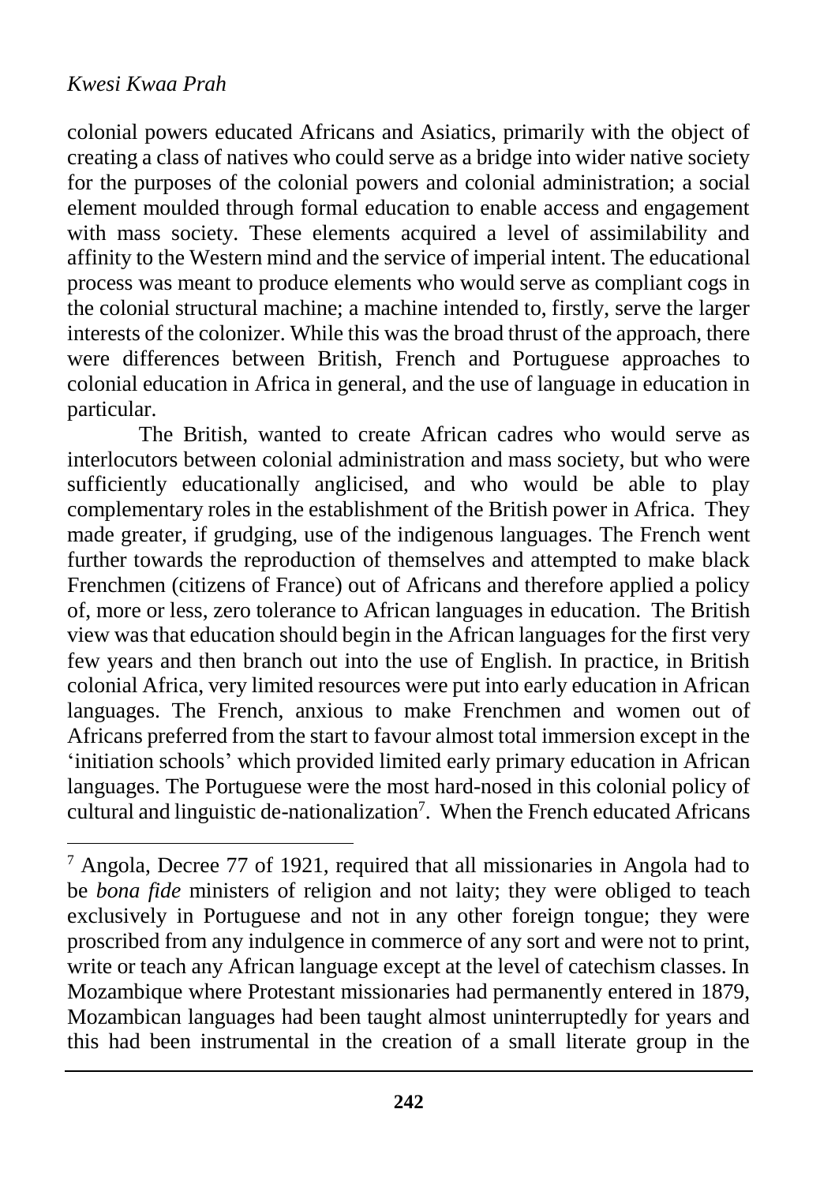colonial powers educated Africans and Asiatics, primarily with the object of creating a class of natives who could serve as a bridge into wider native society for the purposes of the colonial powers and colonial administration; a social element moulded through formal education to enable access and engagement with mass society. These elements acquired a level of assimilability and affinity to the Western mind and the service of imperial intent. The educational process was meant to produce elements who would serve as compliant cogs in the colonial structural machine; a machine intended to, firstly, serve the larger interests of the colonizer. While this was the broad thrust of the approach, there were differences between British, French and Portuguese approaches to colonial education in Africa in general, and the use of language in education in particular.

The British, wanted to create African cadres who would serve as interlocutors between colonial administration and mass society, but who were sufficiently educationally anglicised, and who would be able to play complementary roles in the establishment of the British power in Africa. They made greater, if grudging, use of the indigenous languages. The French went further towards the reproduction of themselves and attempted to make black Frenchmen (citizens of France) out of Africans and therefore applied a policy of, more or less, zero tolerance to African languages in education. The British view was that education should begin in the African languages for the first very few years and then branch out into the use of English. In practice, in British colonial Africa, very limited resources were put into early education in African languages. The French, anxious to make Frenchmen and women out of Africans preferred from the start to favour almost total immersion except in the 'initiation schools' which provided limited early primary education in African languages. The Portuguese were the most hard-nosed in this colonial policy of cultural and linguistic de-nationalization[7]. When the French educated Africans

---

[7] Angola, Decree 77 of 1921, required that all missionaries in Angola had to be *bona fide* ministers of religion and not laity; they were obliged to teach exclusively in Portuguese and not in any other foreign tongue; they were proscribed from any indulgence in commerce of any sort and were not to print, write or teach any African language except at the level of catechism classes. In Mozambique where Protestant missionaries had permanently entered in 1879, Mozambican languages had been taught almost uninterruptedly for years and this had been instrumental in the creation of a small literate group in the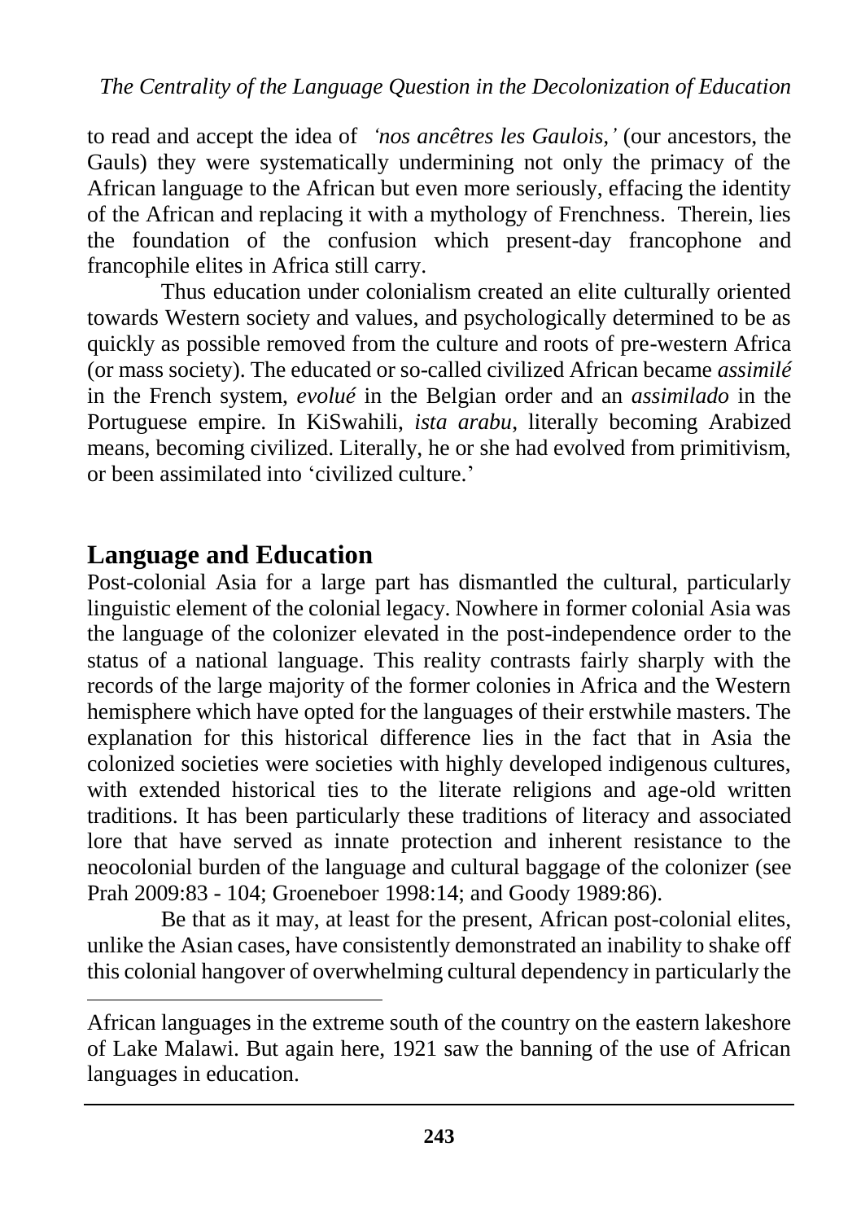to read and accept the idea of *'nos ancêtres les Gaulois,'* (our ancestors, the Gauls) they were systematically undermining not only the primacy of the African language to the African but even more seriously, effacing the identity of the African and replacing it with a mythology of Frenchness. Therein, lies the foundation of the confusion which present-day francophone and francophile elites in Africa still carry.

Thus education under colonialism created an elite culturally oriented towards Western society and values, and psychologically determined to be as quickly as possible removed from the culture and roots of pre-western Africa (or mass society). The educated or so-called civilized African became *assimilé* in the French system, *evolué* in the Belgian order and an *assimilado* in the Portuguese empire. In KiSwahili, *ista arabu*, literally becoming Arabized means, becoming civilized. Literally, he or she had evolved from primitivism, or been assimilated into 'civilized culture.'

## Language and Education

Post-colonial Asia for a large part has dismantled the cultural, particularly linguistic element of the colonial legacy. Nowhere in former colonial Asia was the language of the colonizer elevated in the post-independence order to the status of a national language. This reality contrasts fairly sharply with the records of the large majority of the former colonies in Africa and the Western hemisphere which have opted for the languages of their erstwhile masters. The explanation for this historical difference lies in the fact that in Asia the colonized societies were societies with highly developed indigenous cultures, with extended historical ties to the literate religions and age-old written traditions. It has been particularly these traditions of literacy and associated lore that have served as innate protection and inherent resistance to the neocolonial burden of the language and cultural baggage of the colonizer (see Prah 2009:83 - 104; Groeneboer 1998:14; and Goody 1989:86).

Be that as it may, at least for the present, African post-colonial elites, unlike the Asian cases, have consistently demonstrated an inability to shake off this colonial hangover of overwhelming cultural dependency in particularly the

African languages in the extreme south of the country on the eastern lakeshore of Lake Malawi. But again here, 1921 saw the banning of the use of African languages in education.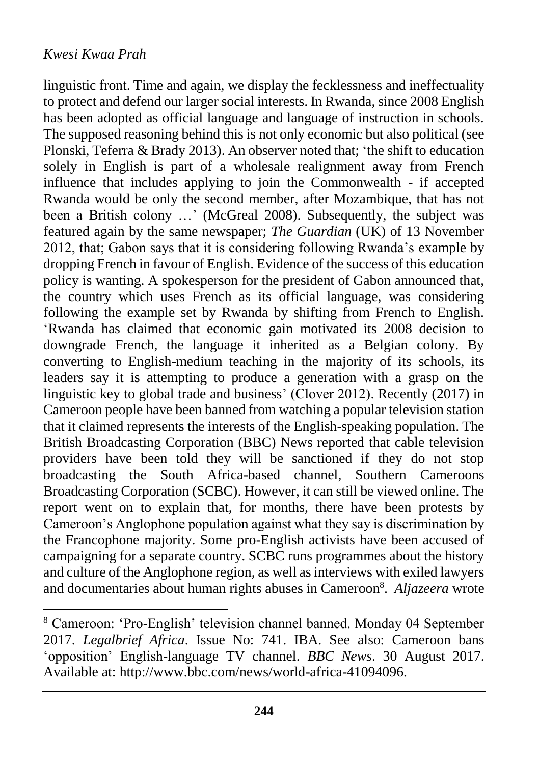linguistic front. Time and again, we display the fecklessness and ineffectuality to protect and defend our larger social interests. In Rwanda, since 2008 English has been adopted as official language and language of instruction in schools. The supposed reasoning behind this is not only economic but also political (see Plonski, Teferra & Brady 2013). An observer noted that; 'the shift to education solely in English is part of a wholesale realignment away from French influence that includes applying to join the Commonwealth - if accepted Rwanda would be only the second member, after Mozambique, that has not been a British colony …' (McGreal 2008). Subsequently, the subject was featured again by the same newspaper; *The Guardian* (UK) of 13 November 2012, that; Gabon says that it is considering following Rwanda's example by dropping French in favour of English. Evidence of the success of this education policy is wanting. A spokesperson for the president of Gabon announced that, the country which uses French as its official language, was considering following the example set by Rwanda by shifting from French to English. 'Rwanda has claimed that economic gain motivated its 2008 decision to downgrade French, the language it inherited as a Belgian colony. By converting to English-medium teaching in the majority of its schools, its leaders say it is attempting to produce a generation with a grasp on the linguistic key to global trade and business' (Clover 2012). Recently (2017) in Cameroon people have been banned from watching a popular television station that it claimed represents the interests of the English-speaking population. The British Broadcasting Corporation (BBC) News reported that cable television providers have been told they will be sanctioned if they do not stop broadcasting the South Africa-based channel, Southern Cameroons Broadcasting Corporation (SCBC). However, it can still be viewed online. The report went on to explain that, for months, there have been protests by Cameroon's Anglophone population against what they say is discrimination by the Francophone majority. Some pro-English activists have been accused of campaigning for a separate country. SCBC runs programmes about the history and culture of the Anglophone region, as well as interviews with exiled lawyers and documentaries about human rights abuses in Cameroon[8]. *Aljazeera* wrote

[8] Cameroon: 'Pro-English' television channel banned. Monday 04 September 2017. *Legalbrief Africa*. Issue No: 741. IBA. See also: Cameroon bans 'opposition' English-language TV channel. *BBC News*. 30 August 2017. Available at: http://www.bbc.com/news/world-africa-41094096.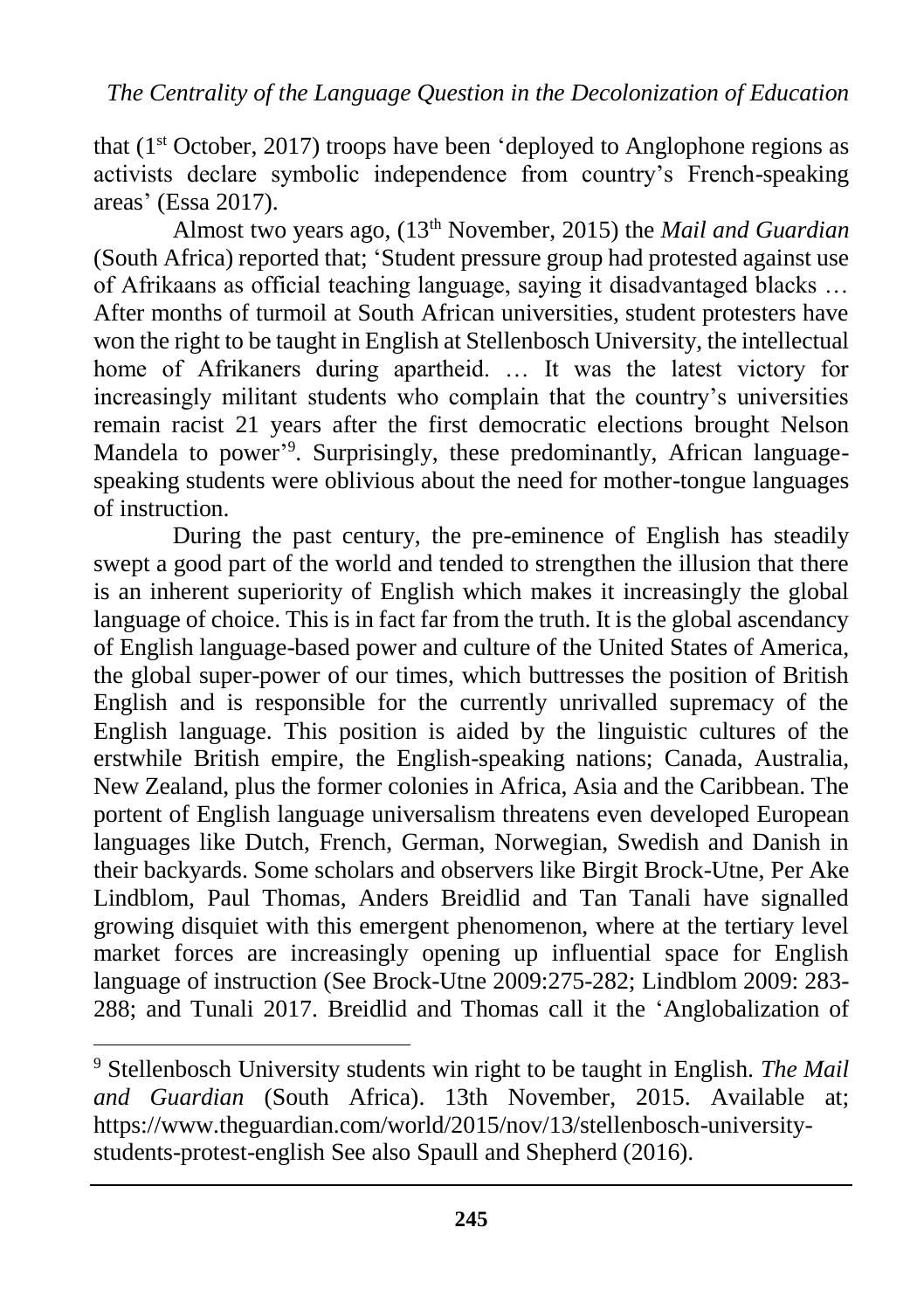that (1st October, 2017) troops have been 'deployed to Anglophone regions as activists declare symbolic independence from country's French-speaking areas' (Essa 2017).

Almost two years ago, (13th November, 2015) the *Mail and Guardian* (South Africa) reported that; 'Student pressure group had protested against use of Afrikaans as official teaching language, saying it disadvantaged blacks … After months of turmoil at South African universities, student protesters have won the right to be taught in English at Stellenbosch University, the intellectual home of Afrikaners during apartheid. … It was the latest victory for increasingly militant students who complain that the country's universities remain racist 21 years after the first democratic elections brought Nelson Mandela to power'[9]. Surprisingly, these predominantly, African language-speaking students were oblivious about the need for mother-tongue languages of instruction.

During the past century, the pre-eminence of English has steadily swept a good part of the world and tended to strengthen the illusion that there is an inherent superiority of English which makes it increasingly the global language of choice. This is in fact far from the truth. It is the global ascendancy of English language-based power and culture of the United States of America, the global super-power of our times, which buttresses the position of British English and is responsible for the currently unrivalled supremacy of the English language. This position is aided by the linguistic cultures of the erstwhile British empire, the English-speaking nations; Canada, Australia, New Zealand, plus the former colonies in Africa, Asia and the Caribbean. The portent of English language universalism threatens even developed European languages like Dutch, French, German, Norwegian, Swedish and Danish in their backyards. Some scholars and observers like Birgit Brock-Utne, Per Ake Lindblom, Paul Thomas, Anders Breidlid and Tan Tanali have signalled growing disquiet with this emergent phenomenon, where at the tertiary level market forces are increasingly opening up influential space for English language of instruction (See Brock-Utne 2009:275-282; Lindblom 2009: 283-288; and Tunali 2017. Breidlid and Thomas call it the 'Anglobalization of

---

[9] Stellenbosch University students win right to be taught in English. *The Mail and Guardian* (South Africa). 13th November, 2015. Available at; https://www.theguardian.com/world/2015/nov/13/stellenbosch-university-students-protest-english See also Spaull and Shepherd (2016).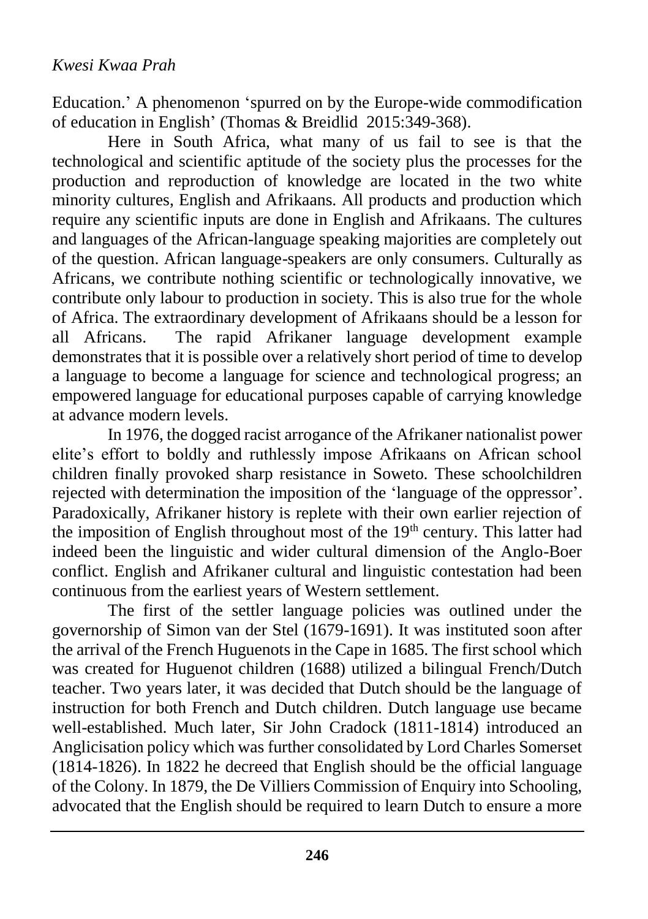Education.' A phenomenon 'spurred on by the Europe-wide commodification of education in English' (Thomas & Breidlid 2015:349-368).

Here in South Africa, what many of us fail to see is that the technological and scientific aptitude of the society plus the processes for the production and reproduction of knowledge are located in the two white minority cultures, English and Afrikaans. All products and production which require any scientific inputs are done in English and Afrikaans. The cultures and languages of the African-language speaking majorities are completely out of the question. African language-speakers are only consumers. Culturally as Africans, we contribute nothing scientific or technologically innovative, we contribute only labour to production in society. This is also true for the whole of Africa. The extraordinary development of Afrikaans should be a lesson for all Africans. The rapid Afrikaner language development example demonstrates that it is possible over a relatively short period of time to develop a language to become a language for science and technological progress; an empowered language for educational purposes capable of carrying knowledge at advance modern levels.

In 1976, the dogged racist arrogance of the Afrikaner nationalist power elite's effort to boldly and ruthlessly impose Afrikaans on African school children finally provoked sharp resistance in Soweto. These schoolchildren rejected with determination the imposition of the 'language of the oppressor'. Paradoxically, Afrikaner history is replete with their own earlier rejection of the imposition of English throughout most of the 19th century. This latter had indeed been the linguistic and wider cultural dimension of the Anglo-Boer conflict. English and Afrikaner cultural and linguistic contestation had been continuous from the earliest years of Western settlement.

The first of the settler language policies was outlined under the governorship of Simon van der Stel (1679-1691). It was instituted soon after the arrival of the French Huguenots in the Cape in 1685. The first school which was created for Huguenot children (1688) utilized a bilingual French/Dutch teacher. Two years later, it was decided that Dutch should be the language of instruction for both French and Dutch children. Dutch language use became well-established. Much later, Sir John Cradock (1811-1814) introduced an Anglicisation policy which was further consolidated by Lord Charles Somerset (1814-1826). In 1822 he decreed that English should be the official language of the Colony. In 1879, the De Villiers Commission of Enquiry into Schooling, advocated that the English should be required to learn Dutch to ensure a more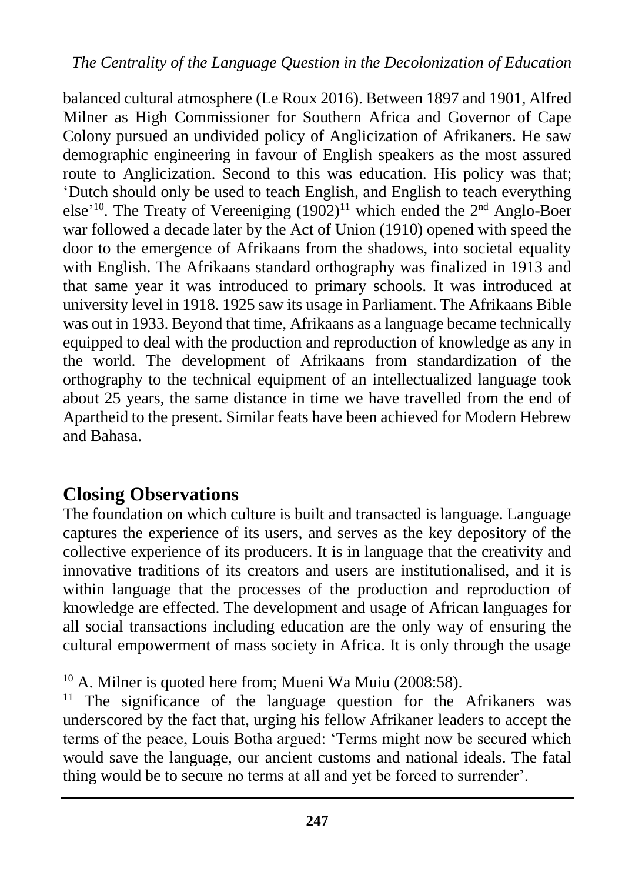balanced cultural atmosphere (Le Roux 2016). Between 1897 and 1901, Alfred Milner as High Commissioner for Southern Africa and Governor of Cape Colony pursued an undivided policy of Anglicization of Afrikaners. He saw demographic engineering in favour of English speakers as the most assured route to Anglicization. Second to this was education. His policy was that; 'Dutch should only be used to teach English, and English to teach everything else'[10]. The Treaty of Vereeniging (1902)[11] which ended the 2nd Anglo-Boer war followed a decade later by the Act of Union (1910) opened with speed the door to the emergence of Afrikaans from the shadows, into societal equality with English. The Afrikaans standard orthography was finalized in 1913 and that same year it was introduced to primary schools. It was introduced at university level in 1918. 1925 saw its usage in Parliament. The Afrikaans Bible was out in 1933. Beyond that time, Afrikaans as a language became technically equipped to deal with the production and reproduction of knowledge as any in the world. The development of Afrikaans from standardization of the orthography to the technical equipment of an intellectualized language took about 25 years, the same distance in time we have travelled from the end of Apartheid to the present. Similar feats have been achieved for Modern Hebrew and Bahasa.

## Closing Observations

The foundation on which culture is built and transacted is language. Language captures the experience of its users, and serves as the key depository of the collective experience of its producers. It is in language that the creativity and innovative traditions of its creators and users are institutionalised, and it is within language that the processes of the production and reproduction of knowledge are effected. The development and usage of African languages for all social transactions including education are the only way of ensuring the cultural empowerment of mass society in Africa. It is only through the usage

---

[10] A. Milner is quoted here from; Mueni Wa Muiu (2008:58).

[11] The significance of the language question for the Afrikaners was underscored by the fact that, urging his fellow Afrikaner leaders to accept the terms of the peace, Louis Botha argued: 'Terms might now be secured which would save the language, our ancient customs and national ideals. The fatal thing would be to secure no terms at all and yet be forced to surrender'.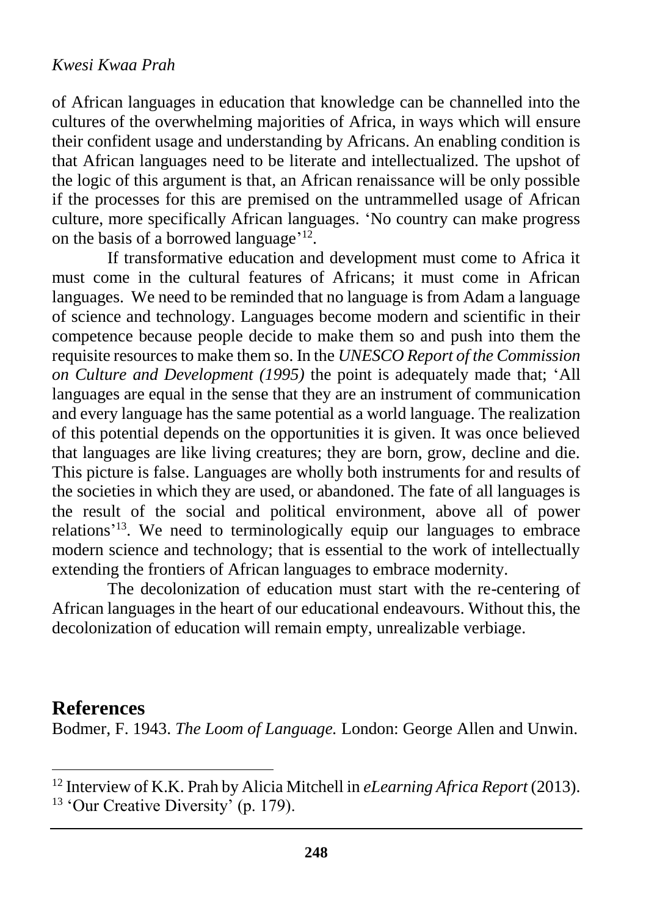of African languages in education that knowledge can be channelled into the cultures of the overwhelming majorities of Africa, in ways which will ensure their confident usage and understanding by Africans. An enabling condition is that African languages need to be literate and intellectualized. The upshot of the logic of this argument is that, an African renaissance will be only possible if the processes for this are premised on the untrammelled usage of African culture, more specifically African languages. 'No country can make progress on the basis of a borrowed language'[12].

If transformative education and development must come to Africa it must come in the cultural features of Africans; it must come in African languages. We need to be reminded that no language is from Adam a language of science and technology. Languages become modern and scientific in their competence because people decide to make them so and push into them the requisite resources to make them so. In the *UNESCO Report of the Commission on Culture and Development (1995)* the point is adequately made that; 'All languages are equal in the sense that they are an instrument of communication and every language has the same potential as a world language. The realization of this potential depends on the opportunities it is given. It was once believed that languages are like living creatures; they are born, grow, decline and die. This picture is false. Languages are wholly both instruments for and results of the societies in which they are used, or abandoned. The fate of all languages is the result of the social and political environment, above all of power relations'[13]. We need to terminologically equip our languages to embrace modern science and technology; that is essential to the work of intellectually extending the frontiers of African languages to embrace modernity.

The decolonization of education must start with the re-centering of African languages in the heart of our educational endeavours. Without this, the decolonization of education will remain empty, unrealizable verbiage.

## References

Bodmer, F. 1943. *The Loom of Language.* London: George Allen and Unwin.

[12] Interview of K.K. Prah by Alicia Mitchell in *eLearning Africa Report* (2013).

[13] 'Our Creative Diversity' (p. 179).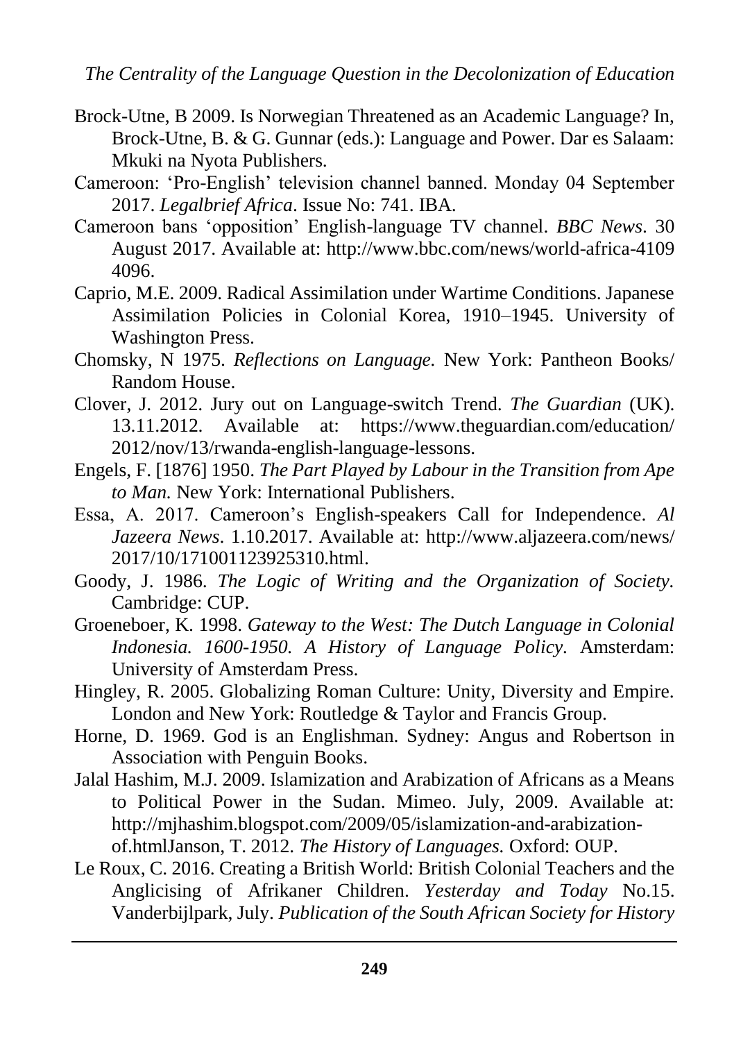Brock-Utne, B 2009. Is Norwegian Threatened as an Academic Language? In, Brock-Utne, B. & G. Gunnar (eds.): Language and Power. Dar es Salaam: Mkuki na Nyota Publishers.

Cameroon: 'Pro-English' television channel banned. Monday 04 September 2017. *Legalbrief Africa*. Issue No: 741. IBA.

Cameroon bans 'opposition' English-language TV channel. *BBC News*. 30 August 2017. Available at: http://www.bbc.com/news/world-africa-4109 4096.

Caprio, M.E. 2009. Radical Assimilation under Wartime Conditions. Japanese Assimilation Policies in Colonial Korea, 1910–1945. University of Washington Press.

Chomsky, N 1975. *Reflections on Language.* New York: Pantheon Books/ Random House.

Clover, J. 2012. Jury out on Language-switch Trend. *The Guardian* (UK). 13.11.2012. Available at: https://www.theguardian.com/education/ 2012/nov/13/rwanda-english-language-lessons.

Engels, F. [1876] 1950. *The Part Played by Labour in the Transition from Ape to Man.* New York: International Publishers.

Essa, A. 2017. Cameroon's English-speakers Call for Independence. *Al Jazeera News*. 1.10.2017. Available at: http://www.aljazeera.com/news/ 2017/10/171001123925310.html.

Goody, J. 1986. *The Logic of Writing and the Organization of Society.* Cambridge: CUP.

Groeneboer, K. 1998. *Gateway to the West: The Dutch Language in Colonial Indonesia. 1600-1950. A History of Language Policy.* Amsterdam: University of Amsterdam Press.

Hingley, R. 2005. Globalizing Roman Culture: Unity, Diversity and Empire. London and New York: Routledge & Taylor and Francis Group.

Horne, D. 1969. God is an Englishman. Sydney: Angus and Robertson in Association with Penguin Books.

Jalal Hashim, M.J. 2009. Islamization and Arabization of Africans as a Means to Political Power in the Sudan. Mimeo. July, 2009. Available at: http://mjhashim.blogspot.com/2009/05/islamization-and-arabization-of.htmlJanson, T. 2012. *The History of Languages.* Oxford: OUP.

Le Roux, C. 2016. Creating a British World: British Colonial Teachers and the Anglicising of Afrikaner Children. *Yesterday and Today* No.15. Vanderbijlpark, July. *Publication of the South African Society for History*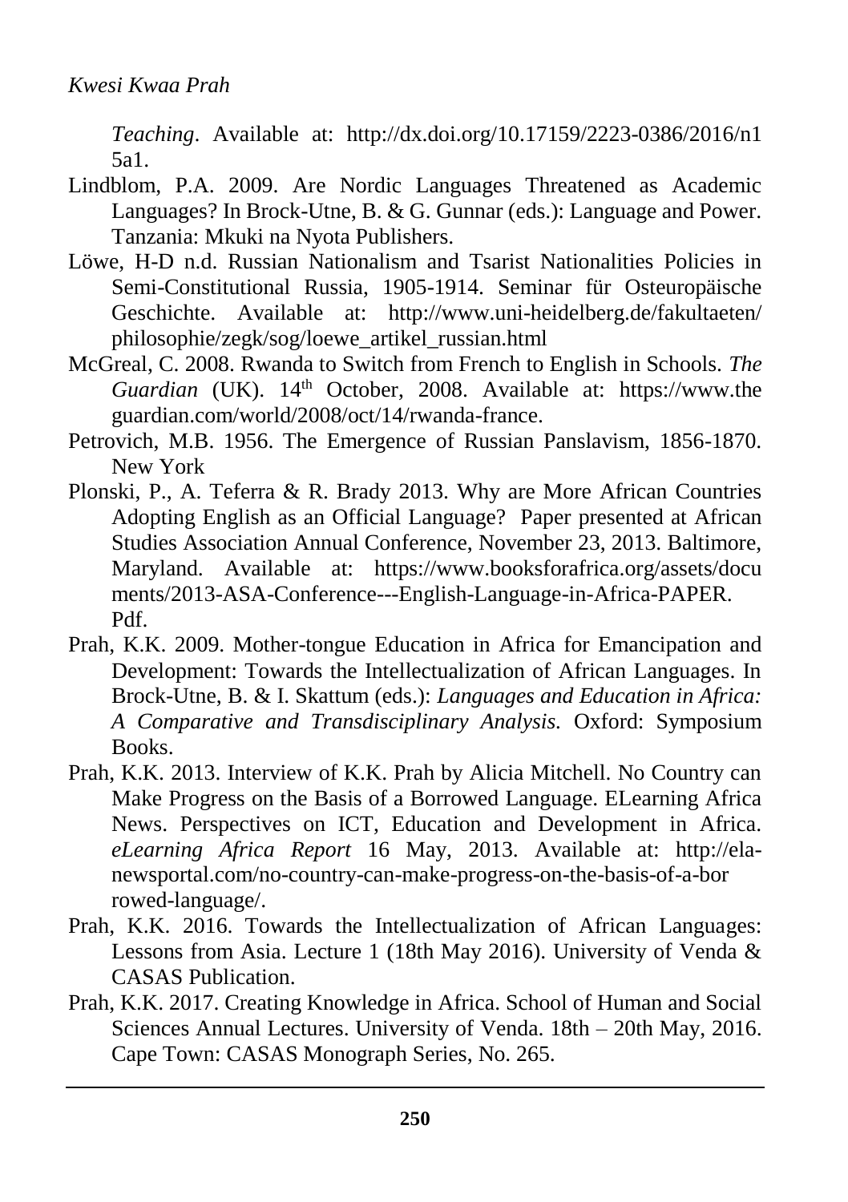*Teaching*. Available at: http://dx.doi.org/10.17159/2223-0386/2016/n15a1.

Lindblom, P.A. 2009. Are Nordic Languages Threatened as Academic Languages? In Brock-Utne, B. & G. Gunnar (eds.): Language and Power. Tanzania: Mkuki na Nyota Publishers.

Löwe, H-D n.d. Russian Nationalism and Tsarist Nationalities Policies in Semi-Constitutional Russia, 1905-1914. Seminar für Osteuropäische Geschichte. Available at: http://www.uni-heidelberg.de/fakultaeten/philosophie/zegk/sog/loewe_artikel_russian.html

McGreal, C. 2008. Rwanda to Switch from French to English in Schools. *The Guardian* (UK). 14th October, 2008. Available at: https://www.theguardian.com/world/2008/oct/14/rwanda-france.

Petrovich, M.B. 1956. The Emergence of Russian Panslavism, 1856-1870. New York

Plonski, P., A. Teferra & R. Brady 2013. Why are More African Countries Adopting English as an Official Language? Paper presented at African Studies Association Annual Conference, November 23, 2013. Baltimore, Maryland. Available at: https://www.booksforafrica.org/assets/documents/2013-ASA-Conference---English-Language-in-Africa-PAPER.Pdf.

Prah, K.K. 2009. Mother-tongue Education in Africa for Emancipation and Development: Towards the Intellectualization of African Languages. In Brock-Utne, B. & I. Skattum (eds.): *Languages and Education in Africa: A Comparative and Transdisciplinary Analysis.* Oxford: Symposium Books.

Prah, K.K. 2013. Interview of K.K. Prah by Alicia Mitchell. No Country can Make Progress on the Basis of a Borrowed Language. ELearning Africa News. Perspectives on ICT, Education and Development in Africa. *eLearning Africa Report* 16 May, 2013. Available at: http://ela-newsportal.com/no-country-can-make-progress-on-the-basis-of-a-borrowed-language/.

Prah, K.K. 2016. Towards the Intellectualization of African Languages: Lessons from Asia. Lecture 1 (18th May 2016). University of Venda & CASAS Publication.

Prah, K.K. 2017. Creating Knowledge in Africa. School of Human and Social Sciences Annual Lectures. University of Venda. 18th – 20th May, 2016. Cape Town: CASAS Monograph Series, No. 265.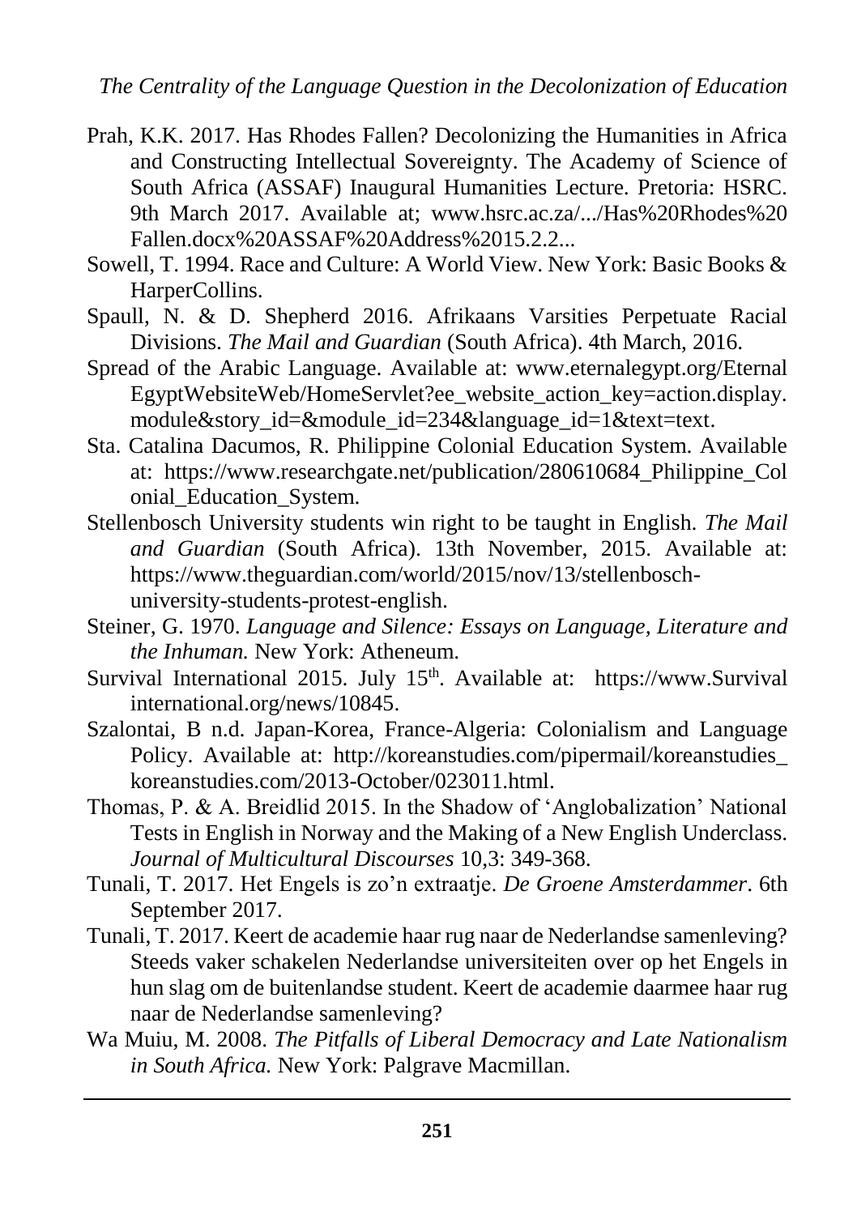Prah, K.K. 2017. Has Rhodes Fallen? Decolonizing the Humanities in Africa and Constructing Intellectual Sovereignty. The Academy of Science of South Africa (ASSAF) Inaugural Humanities Lecture. Pretoria: HSRC. 9th March 2017. Available at; www.hsrc.ac.za/.../Has%20Rhodes%20 Fallen.docx%20ASSAF%20Address%2015.2.2...

Sowell, T. 1994. Race and Culture: A World View. New York: Basic Books & HarperCollins.

Spaull, N. & D. Shepherd 2016. Afrikaans Varsities Perpetuate Racial Divisions. *The Mail and Guardian* (South Africa). 4th March, 2016.

Spread of the Arabic Language. Available at: www.eternalegypt.org/EternalEgyptWebsiteWeb/HomeServlet?ee_website_action_key=action.display.module&story_id=&module_id=234&language_id=1&text=text.

Sta. Catalina Dacumos, R. Philippine Colonial Education System. Available at: https://www.researchgate.net/publication/280610684_Philippine_Colonial_Education_System.

Stellenbosch University students win right to be taught in English. *The Mail and Guardian* (South Africa). 13th November, 2015. Available at: https://www.theguardian.com/world/2015/nov/13/stellenbosch-university-students-protest-english.

Steiner, G. 1970. *Language and Silence: Essays on Language, Literature and the Inhuman.* New York: Atheneum.

Survival International 2015. July 15th. Available at: https://www.Survivalinternational.org/news/10845.

Szalontai, B n.d. Japan-Korea, France-Algeria: Colonialism and Language Policy. Available at: http://koreanstudies.com/pipermail/koreanstudies_koreanstudies.com/2013-October/023011.html.

Thomas, P. & A. Breidlid 2015. In the Shadow of 'Anglobalization' National Tests in English in Norway and the Making of a New English Underclass. *Journal of Multicultural Discourses* 10,3: 349-368.

Tunali, T. 2017. Het Engels is zo'n extraatje. *De Groene Amsterdammer*. 6th September 2017.

Tunali, T. 2017. Keert de academie haar rug naar de Nederlandse samenleving? Steeds vaker schakelen Nederlandse universiteiten over op het Engels in hun slag om de buitenlandse student. Keert de academie daarmee haar rug naar de Nederlandse samenleving?

Wa Muiu, M. 2008. *The Pitfalls of Liberal Democracy and Late Nationalism in South Africa.* New York: Palgrave Macmillan.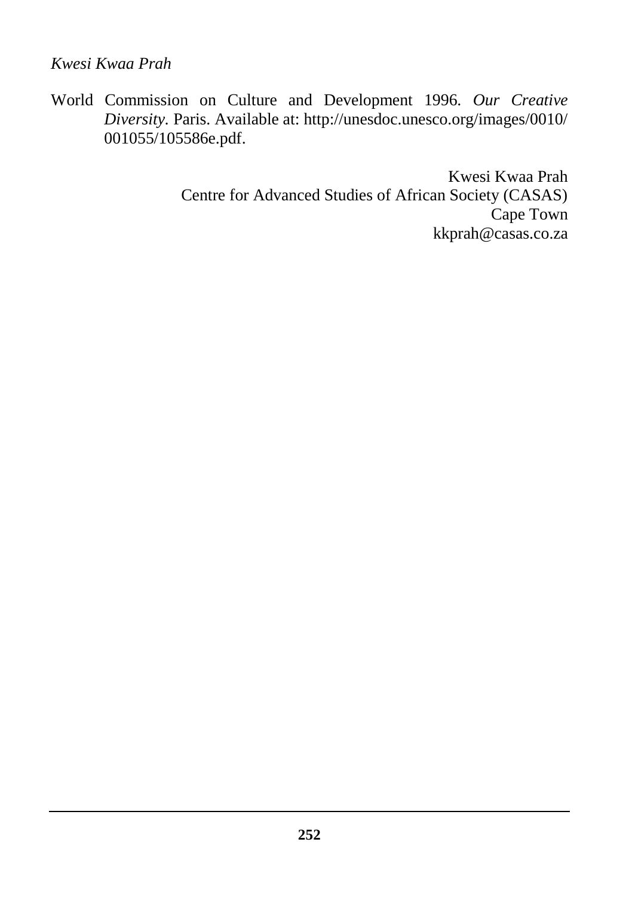World Commission on Culture and Development 1996. *Our Creative Diversity*. Paris. Available at: http://unesdoc.unesco.org/images/0010/001055/105586e.pdf.

Kwesi Kwaa Prah
Centre for Advanced Studies of African Society (CASAS)
Cape Town
kkprah@casas.co.za